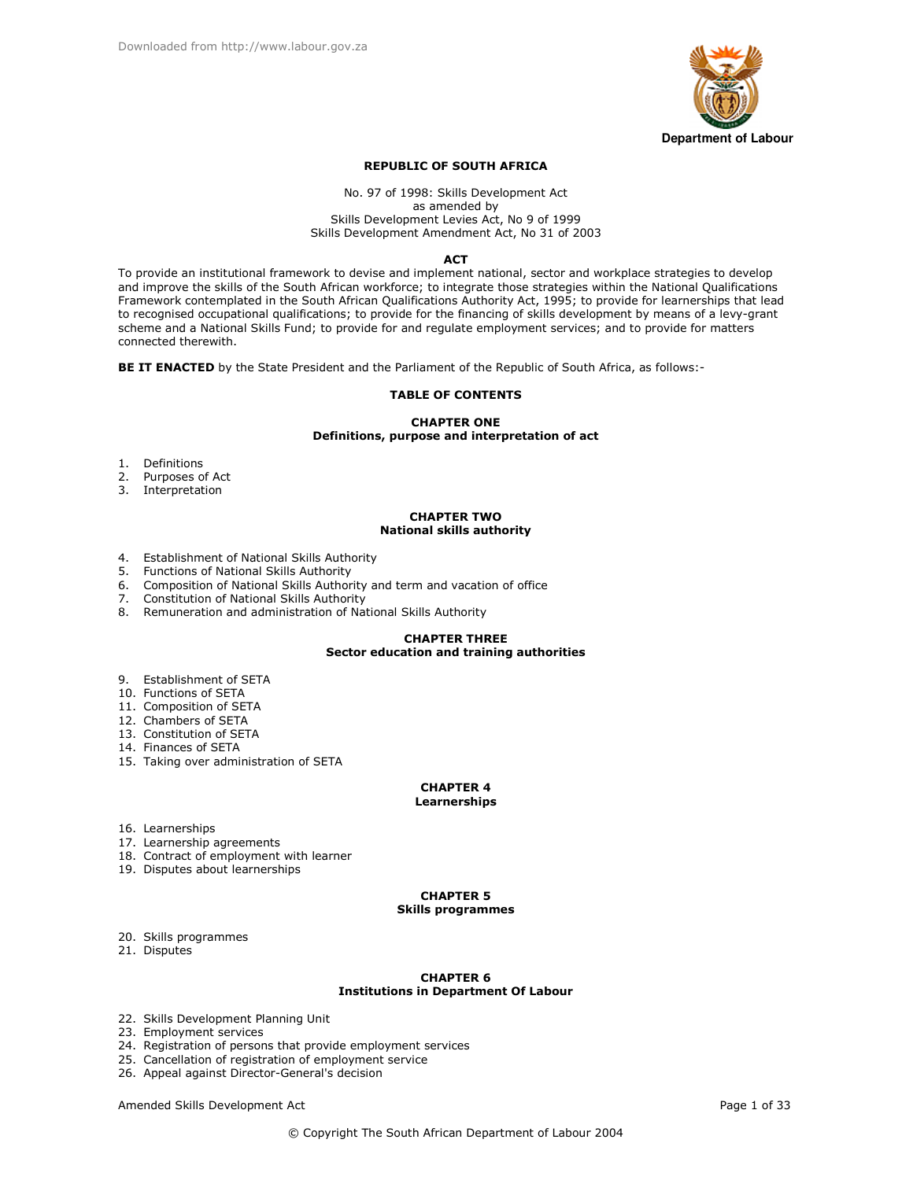**Department of Labour**

# REPUBLIC OF SOUTH AFRICA

No. 97 of 1998: Skills Development Act
as amended by
Skills Development Levies Act, No 9 of 1999
Skills Development Amendment Act, No 31 of 2003

## ACT

To provide an institutional framework to devise and implement national, sector and workplace strategies to develop and improve the skills of the South African workforce; to integrate those strategies within the National Qualifications Framework contemplated in the South African Qualifications Authority Act, 1995; to provide for learnerships that lead to recognised occupational qualifications; to provide for the financing of skills development by means of a levy-grant scheme and a National Skills Fund; to provide for and regulate employment services; and to provide for matters connected therewith.

**BE IT ENACTED** by the State President and the Parliament of the Republic of South Africa, as follows:-

## TABLE OF CONTENTS

### CHAPTER ONE
### Definitions, purpose and interpretation of act

1. Definitions
2. Purposes of Act
3. Interpretation

### CHAPTER TWO
### National skills authority

4. Establishment of National Skills Authority
5. Functions of National Skills Authority
6. Composition of National Skills Authority and term and vacation of office
7. Constitution of National Skills Authority
8. Remuneration and administration of National Skills Authority

### CHAPTER THREE
### Sector education and training authorities

9. Establishment of SETA
10. Functions of SETA
11. Composition of SETA
12. Chambers of SETA
13. Constitution of SETA
14. Finances of SETA
15. Taking over administration of SETA

### CHAPTER 4
### Learnerships

16. Learnerships
17. Learnership agreements
18. Contract of employment with learner
19. Disputes about learnerships

### CHAPTER 5
### Skills programmes

20. Skills programmes
21. Disputes

### CHAPTER 6
### Institutions in Department Of Labour

22. Skills Development Planning Unit
23. Employment services
24. Registration of persons that provide employment services
25. Cancellation of registration of employment service
26. Appeal against Director-General's decision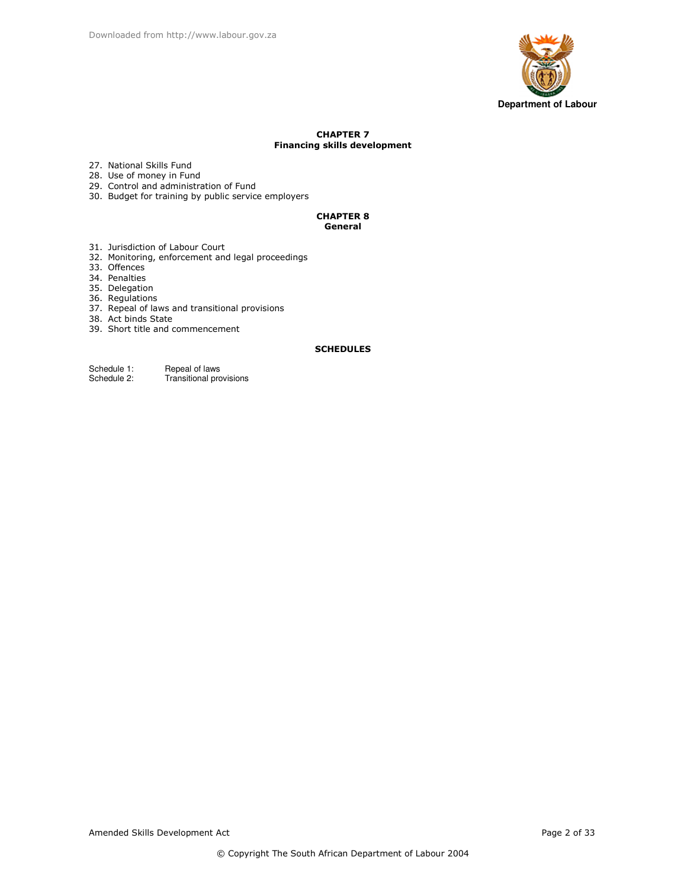## CHAPTER 7
## Financing skills development

27. National Skills Fund
28. Use of money in Fund
29. Control and administration of Fund
30. Budget for training by public service employers

## CHAPTER 8
## General

31. Jurisdiction of Labour Court
32. Monitoring, enforcement and legal proceedings
33. Offences
34. Penalties
35. Delegation
36. Regulations
37. Repeal of laws and transitional provisions
38. Act binds State
39. Short title and commencement

## SCHEDULES

Schedule 1: Repeal of laws
Schedule 2: Transitional provisions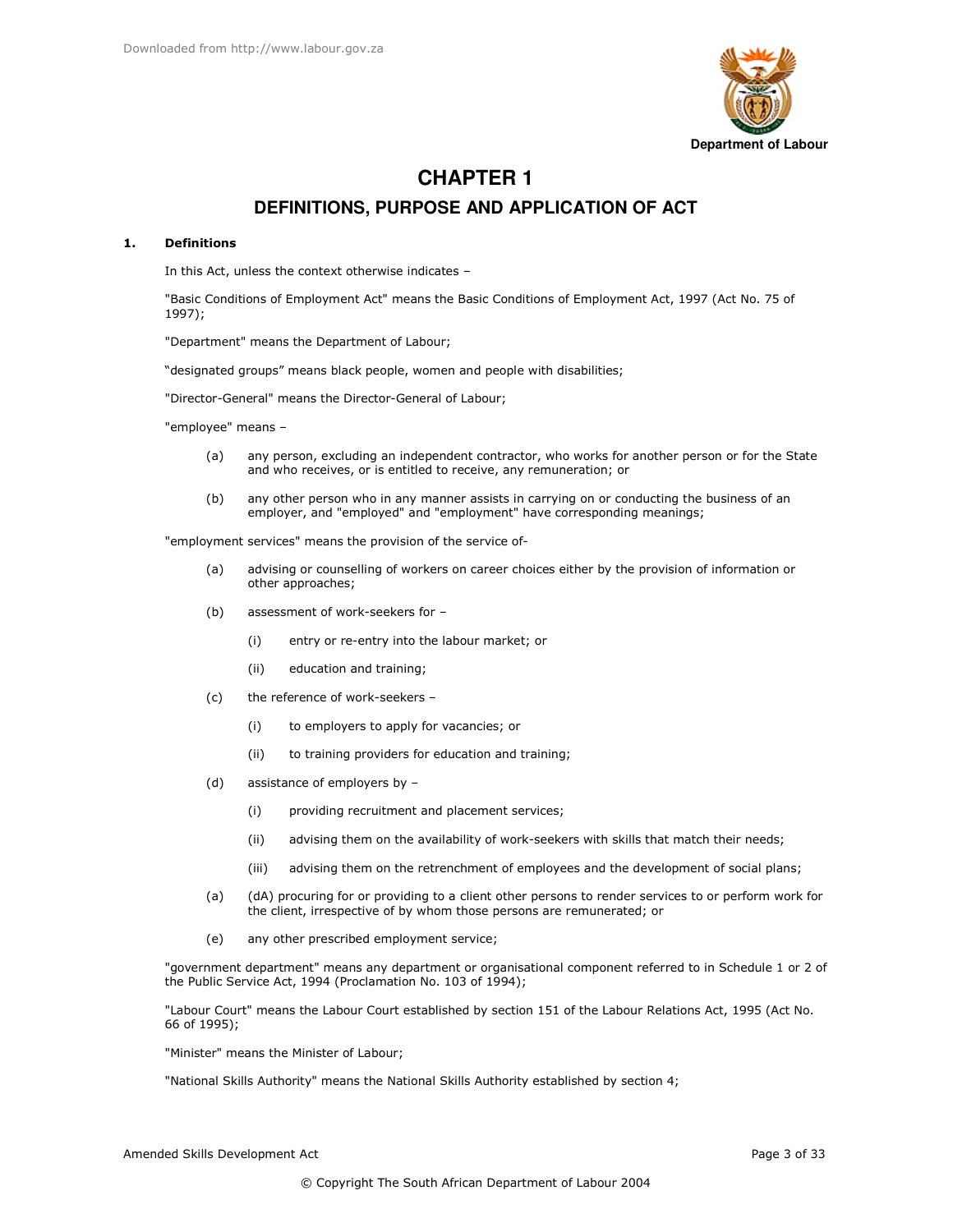# CHAPTER 1

## DEFINITIONS, PURPOSE AND APPLICATION OF ACT

**1. Definitions**

In this Act, unless the context otherwise indicates –

"Basic Conditions of Employment Act" means the Basic Conditions of Employment Act, 1997 (Act No. 75 of 1997);

"Department" means the Department of Labour;

"designated groups" means black people, women and people with disabilities;

"Director-General" means the Director-General of Labour;

"employee" means –

(a) any person, excluding an independent contractor, who works for another person or for the State and who receives, or is entitled to receive, any remuneration; or

(b) any other person who in any manner assists in carrying on or conducting the business of an employer, and "employed" and "employment" have corresponding meanings;

"employment services" means the provision of the service of-

(a) advising or counselling of workers on career choices either by the provision of information or other approaches;

(b) assessment of work-seekers for –

  (i) entry or re-entry into the labour market; or

  (ii) education and training;

(c) the reference of work-seekers –

  (i) to employers to apply for vacancies; or

  (ii) to training providers for education and training;

(d) assistance of employers by –

  (i) providing recruitment and placement services;

  (ii) advising them on the availability of work-seekers with skills that match their needs;

  (iii) advising them on the retrenchment of employees and the development of social plans;

(a) (dA) procuring for or providing to a client other persons to render services to or perform work for the client, irrespective of by whom those persons are remunerated; or

(e) any other prescribed employment service;

"government department" means any department or organisational component referred to in Schedule 1 or 2 of the Public Service Act, 1994 (Proclamation No. 103 of 1994);

"Labour Court" means the Labour Court established by section 151 of the Labour Relations Act, 1995 (Act No. 66 of 1995);

"Minister" means the Minister of Labour;

"National Skills Authority" means the National Skills Authority established by section 4;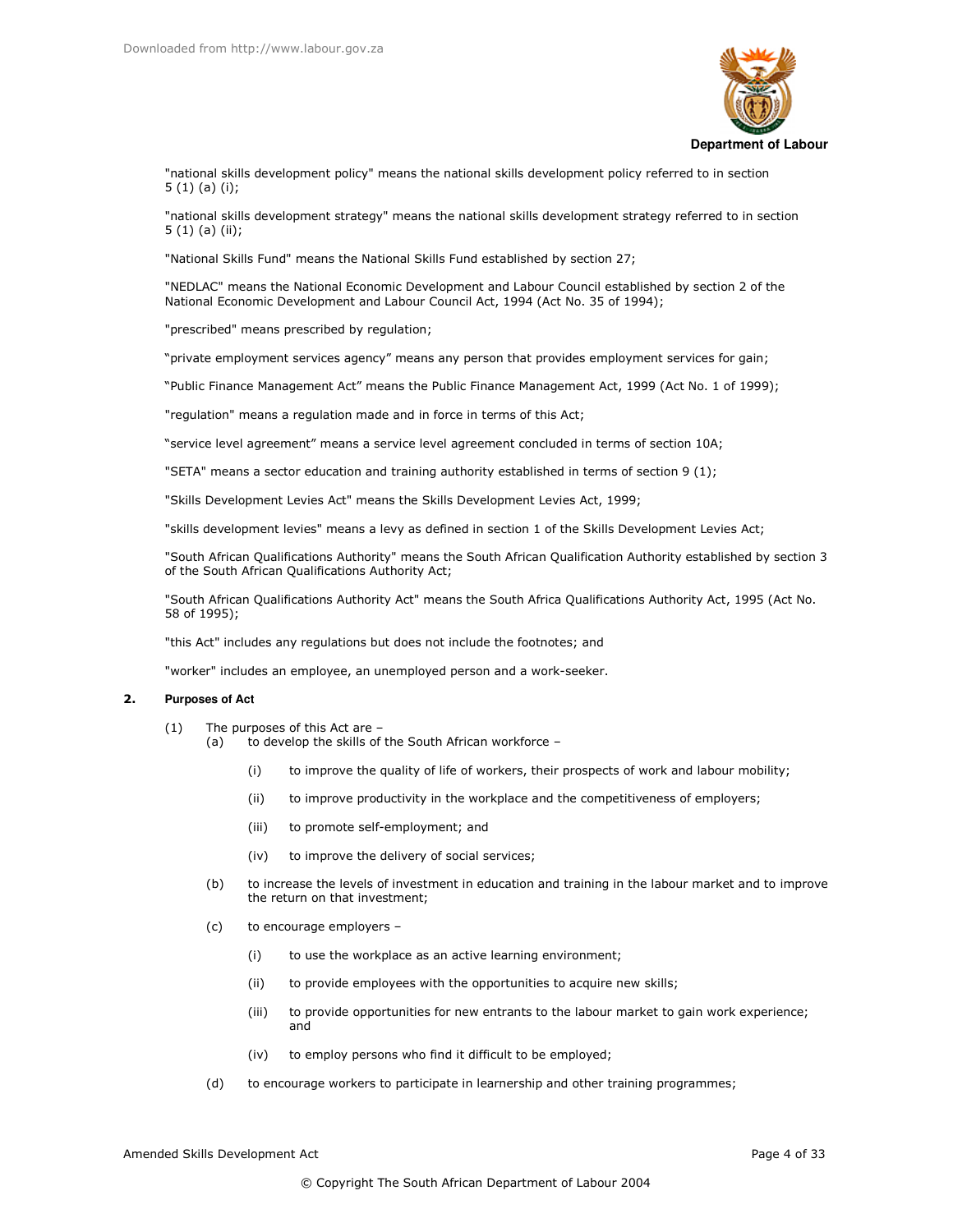"national skills development policy" means the national skills development policy referred to in section 5 (1) (a) (i);

"national skills development strategy" means the national skills development strategy referred to in section 5 (1) (a) (ii);

"National Skills Fund" means the National Skills Fund established by section 27;

"NEDLAC" means the National Economic Development and Labour Council established by section 2 of the National Economic Development and Labour Council Act, 1994 (Act No. 35 of 1994);

"prescribed" means prescribed by regulation;

"private employment services agency" means any person that provides employment services for gain;

"Public Finance Management Act" means the Public Finance Management Act, 1999 (Act No. 1 of 1999);

"regulation" means a regulation made and in force in terms of this Act;

"service level agreement" means a service level agreement concluded in terms of section 10A;

"SETA" means a sector education and training authority established in terms of section 9 (1);

"Skills Development Levies Act" means the Skills Development Levies Act, 1999;

"skills development levies" means a levy as defined in section 1 of the Skills Development Levies Act;

"South African Qualifications Authority" means the South African Qualification Authority established by section 3 of the South African Qualifications Authority Act;

"South African Qualifications Authority Act" means the South Africa Qualifications Authority Act, 1995 (Act No. 58 of 1995);

"this Act" includes any regulations but does not include the footnotes; and

"worker" includes an employee, an unemployed person and a work-seeker.

**2. Purposes of Act**

(1) The purposes of this Act are –

(a) to develop the skills of the South African workforce –

(i) to improve the quality of life of workers, their prospects of work and labour mobility;

(ii) to improve productivity in the workplace and the competitiveness of employers;

(iii) to promote self-employment; and

(iv) to improve the delivery of social services;

(b) to increase the levels of investment in education and training in the labour market and to improve the return on that investment;

(c) to encourage employers –

(i) to use the workplace as an active learning environment;

(ii) to provide employees with the opportunities to acquire new skills;

(iii) to provide opportunities for new entrants to the labour market to gain work experience; and

(iv) to employ persons who find it difficult to be employed;

(d) to encourage workers to participate in learnership and other training programmes;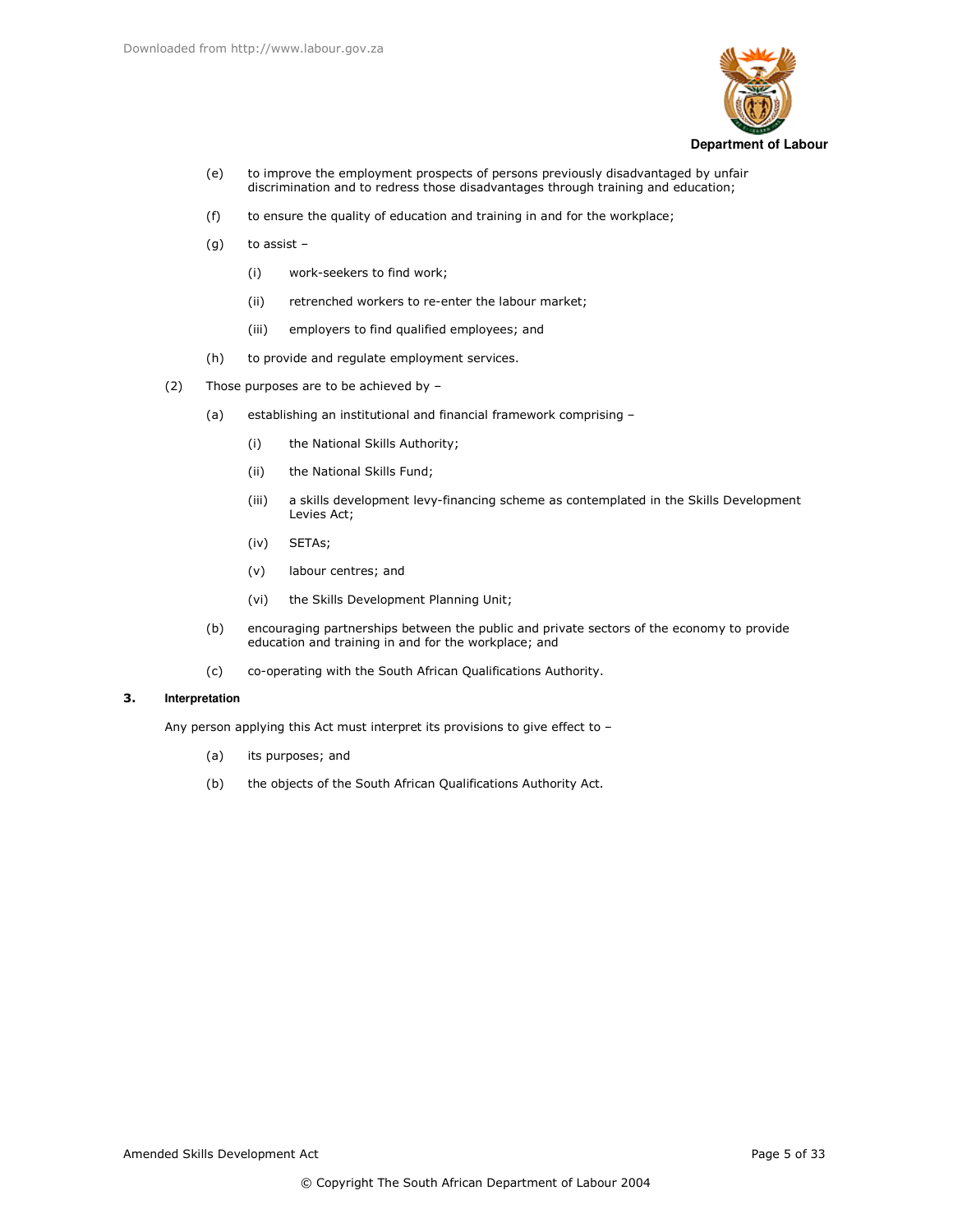(e) to improve the employment prospects of persons previously disadvantaged by unfair discrimination and to redress those disadvantages through training and education;

(f) to ensure the quality of education and training in and for the workplace;

(g) to assist –

  (i) work-seekers to find work;

  (ii) retrenched workers to re-enter the labour market;

  (iii) employers to find qualified employees; and

(h) to provide and regulate employment services.

(2) Those purposes are to be achieved by –

  (a) establishing an institutional and financial framework comprising –

    (i) the National Skills Authority;

    (ii) the National Skills Fund;

    (iii) a skills development levy-financing scheme as contemplated in the Skills Development Levies Act;

    (iv) SETAs;

    (v) labour centres; and

    (vi) the Skills Development Planning Unit;

  (b) encouraging partnerships between the public and private sectors of the economy to provide education and training in and for the workplace; and

  (c) co-operating with the South African Qualifications Authority.

**3. Interpretation**

Any person applying this Act must interpret its provisions to give effect to –

  (a) its purposes; and

  (b) the objects of the South African Qualifications Authority Act.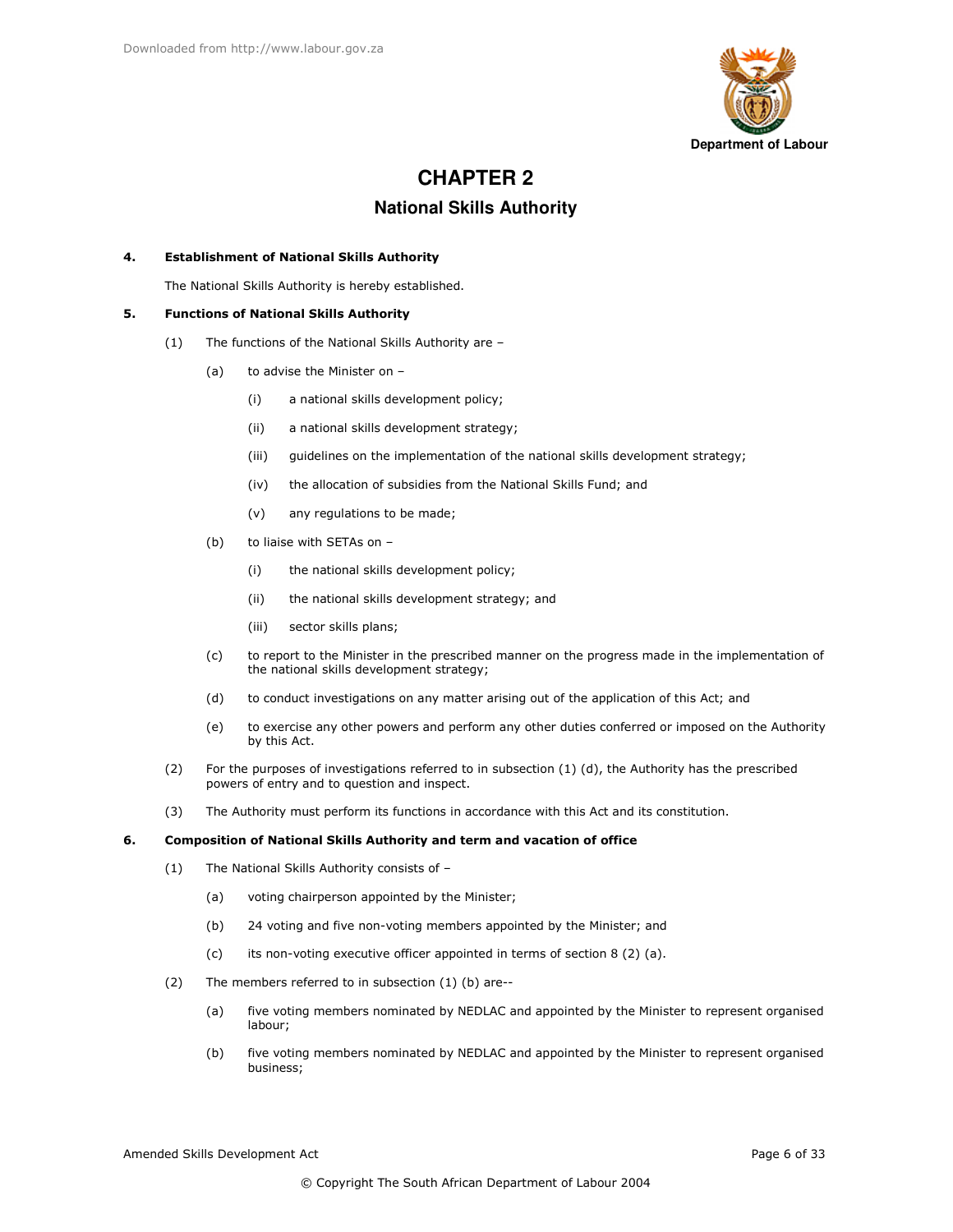# CHAPTER 2

## National Skills Authority

**4. Establishment of National Skills Authority**

The National Skills Authority is hereby established.

**5. Functions of National Skills Authority**

(1) The functions of the National Skills Authority are –

(a) to advise the Minister on –

(i) a national skills development policy;

(ii) a national skills development strategy;

(iii) guidelines on the implementation of the national skills development strategy;

(iv) the allocation of subsidies from the National Skills Fund; and

(v) any regulations to be made;

(b) to liaise with SETAs on –

(i) the national skills development policy;

(ii) the national skills development strategy; and

(iii) sector skills plans;

(c) to report to the Minister in the prescribed manner on the progress made in the implementation of the national skills development strategy;

(d) to conduct investigations on any matter arising out of the application of this Act; and

(e) to exercise any other powers and perform any other duties conferred or imposed on the Authority by this Act.

(2) For the purposes of investigations referred to in subsection (1) (d), the Authority has the prescribed powers of entry and to question and inspect.

(3) The Authority must perform its functions in accordance with this Act and its constitution.

**6. Composition of National Skills Authority and term and vacation of office**

(1) The National Skills Authority consists of –

(a) voting chairperson appointed by the Minister;

(b) 24 voting and five non-voting members appointed by the Minister; and

(c) its non-voting executive officer appointed in terms of section 8 (2) (a).

(2) The members referred to in subsection (1) (b) are--

(a) five voting members nominated by NEDLAC and appointed by the Minister to represent organised labour;

(b) five voting members nominated by NEDLAC and appointed by the Minister to represent organised business;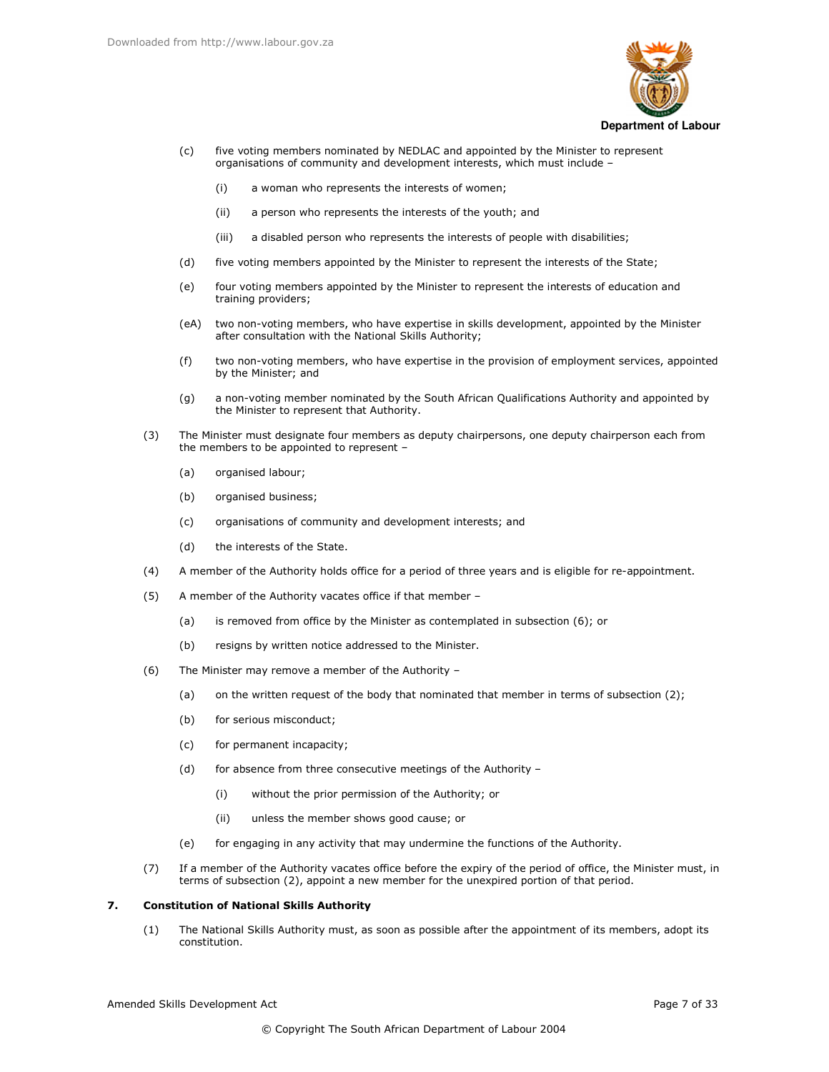(c) five voting members nominated by NEDLAC and appointed by the Minister to represent organisations of community and development interests, which must include –

   (i) a woman who represents the interests of women;

   (ii) a person who represents the interests of the youth; and

   (iii) a disabled person who represents the interests of people with disabilities;

(d) five voting members appointed by the Minister to represent the interests of the State;

(e) four voting members appointed by the Minister to represent the interests of education and training providers;

(eA) two non-voting members, who have expertise in skills development, appointed by the Minister after consultation with the National Skills Authority;

(f) two non-voting members, who have expertise in the provision of employment services, appointed by the Minister; and

(g) a non-voting member nominated by the South African Qualifications Authority and appointed by the Minister to represent that Authority.

(3) The Minister must designate four members as deputy chairpersons, one deputy chairperson each from the members to be appointed to represent –

   (a) organised labour;

   (b) organised business;

   (c) organisations of community and development interests; and

   (d) the interests of the State.

(4) A member of the Authority holds office for a period of three years and is eligible for re-appointment.

(5) A member of the Authority vacates office if that member –

   (a) is removed from office by the Minister as contemplated in subsection (6); or

   (b) resigns by written notice addressed to the Minister.

(6) The Minister may remove a member of the Authority –

   (a) on the written request of the body that nominated that member in terms of subsection (2);

   (b) for serious misconduct;

   (c) for permanent incapacity;

   (d) for absence from three consecutive meetings of the Authority –

      (i) without the prior permission of the Authority; or

      (ii) unless the member shows good cause; or

   (e) for engaging in any activity that may undermine the functions of the Authority.

(7) If a member of the Authority vacates office before the expiry of the period of office, the Minister must, in terms of subsection (2), appoint a new member for the unexpired portion of that period.

**7. Constitution of National Skills Authority**

(1) The National Skills Authority must, as soon as possible after the appointment of its members, adopt its constitution.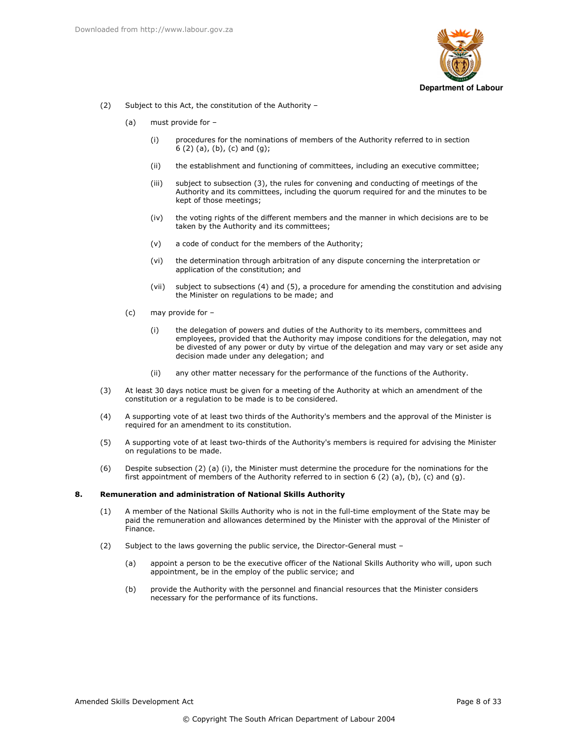(2) Subject to this Act, the constitution of the Authority –

(a) must provide for –

(i) procedures for the nominations of members of the Authority referred to in section 6 (2) (a), (b), (c) and (g);

(ii) the establishment and functioning of committees, including an executive committee;

(iii) subject to subsection (3), the rules for convening and conducting of meetings of the Authority and its committees, including the quorum required for and the minutes to be kept of those meetings;

(iv) the voting rights of the different members and the manner in which decisions are to be taken by the Authority and its committees;

(v) a code of conduct for the members of the Authority;

(vi) the determination through arbitration of any dispute concerning the interpretation or application of the constitution; and

(vii) subject to subsections (4) and (5), a procedure for amending the constitution and advising the Minister on regulations to be made; and

(c) may provide for –

(i) the delegation of powers and duties of the Authority to its members, committees and employees, provided that the Authority may impose conditions for the delegation, may not be divested of any power or duty by virtue of the delegation and may vary or set aside any decision made under any delegation; and

(ii) any other matter necessary for the performance of the functions of the Authority.

(3) At least 30 days notice must be given for a meeting of the Authority at which an amendment of the constitution or a regulation to be made is to be considered.

(4) A supporting vote of at least two thirds of the Authority's members and the approval of the Minister is required for an amendment to its constitution.

(5) A supporting vote of at least two-thirds of the Authority's members is required for advising the Minister on regulations to be made.

(6) Despite subsection (2) (a) (i), the Minister must determine the procedure for the nominations for the first appointment of members of the Authority referred to in section 6 (2) (a), (b), (c) and (g).

**8. Remuneration and administration of National Skills Authority**

(1) A member of the National Skills Authority who is not in the full-time employment of the State may be paid the remuneration and allowances determined by the Minister with the approval of the Minister of Finance.

(2) Subject to the laws governing the public service, the Director-General must –

(a) appoint a person to be the executive officer of the National Skills Authority who will, upon such appointment, be in the employ of the public service; and

(b) provide the Authority with the personnel and financial resources that the Minister considers necessary for the performance of its functions.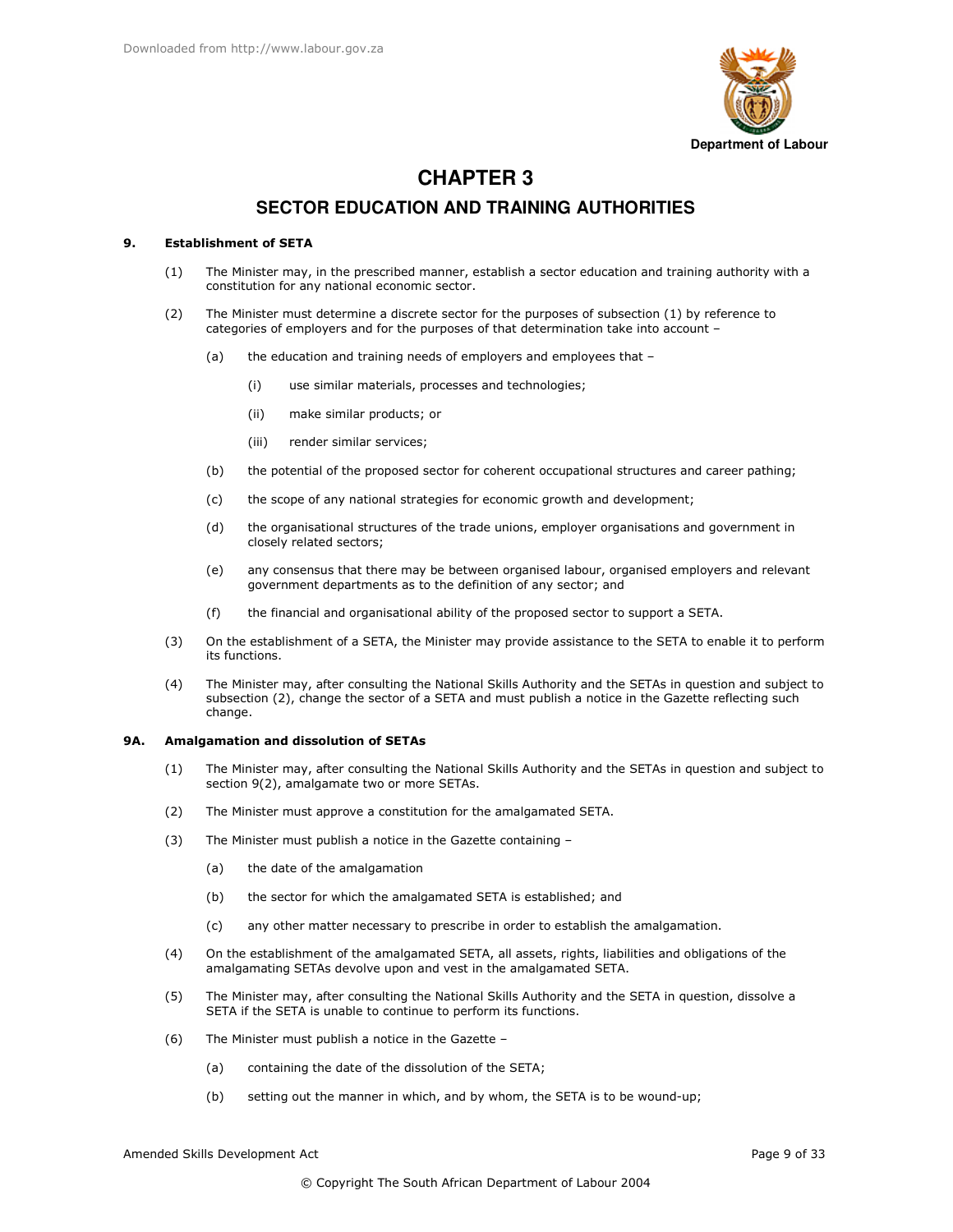# CHAPTER 3

## SECTOR EDUCATION AND TRAINING AUTHORITIES

**9. Establishment of SETA**

(1) The Minister may, in the prescribed manner, establish a sector education and training authority with a constitution for any national economic sector.

(2) The Minister must determine a discrete sector for the purposes of subsection (1) by reference to categories of employers and for the purposes of that determination take into account –

(a) the education and training needs of employers and employees that –

(i) use similar materials, processes and technologies;

(ii) make similar products; or

(iii) render similar services;

(b) the potential of the proposed sector for coherent occupational structures and career pathing;

(c) the scope of any national strategies for economic growth and development;

(d) the organisational structures of the trade unions, employer organisations and government in closely related sectors;

(e) any consensus that there may be between organised labour, organised employers and relevant government departments as to the definition of any sector; and

(f) the financial and organisational ability of the proposed sector to support a SETA.

(3) On the establishment of a SETA, the Minister may provide assistance to the SETA to enable it to perform its functions.

(4) The Minister may, after consulting the National Skills Authority and the SETAs in question and subject to subsection (2), change the sector of a SETA and must publish a notice in the Gazette reflecting such change.

**9A. Amalgamation and dissolution of SETAs**

(1) The Minister may, after consulting the National Skills Authority and the SETAs in question and subject to section 9(2), amalgamate two or more SETAs.

(2) The Minister must approve a constitution for the amalgamated SETA.

(3) The Minister must publish a notice in the Gazette containing –

(a) the date of the amalgamation

(b) the sector for which the amalgamated SETA is established; and

(c) any other matter necessary to prescribe in order to establish the amalgamation.

(4) On the establishment of the amalgamated SETA, all assets, rights, liabilities and obligations of the amalgamating SETAs devolve upon and vest in the amalgamated SETA.

(5) The Minister may, after consulting the National Skills Authority and the SETA in question, dissolve a SETA if the SETA is unable to continue to perform its functions.

(6) The Minister must publish a notice in the Gazette –

(a) containing the date of the dissolution of the SETA;

(b) setting out the manner in which, and by whom, the SETA is to be wound-up;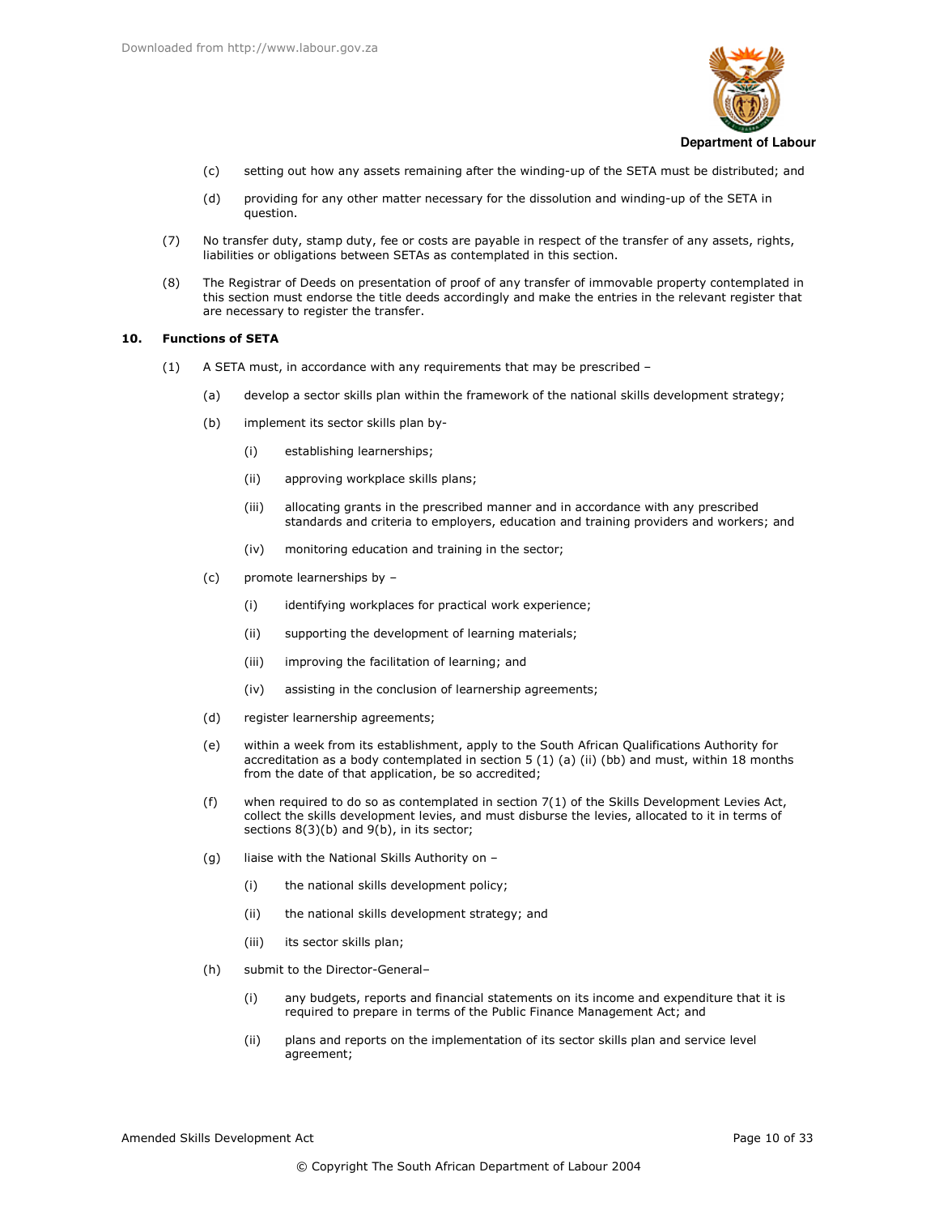(c) setting out how any assets remaining after the winding-up of the SETA must be distributed; and

(d) providing for any other matter necessary for the dissolution and winding-up of the SETA in question.

(7) No transfer duty, stamp duty, fee or costs are payable in respect of the transfer of any assets, rights, liabilities or obligations between SETAs as contemplated in this section.

(8) The Registrar of Deeds on presentation of proof of any transfer of immovable property contemplated in this section must endorse the title deeds accordingly and make the entries in the relevant register that are necessary to register the transfer.

**10. Functions of SETA**

(1) A SETA must, in accordance with any requirements that may be prescribed –

(a) develop a sector skills plan within the framework of the national skills development strategy;

(b) implement its sector skills plan by-

(i) establishing learnerships;

(ii) approving workplace skills plans;

(iii) allocating grants in the prescribed manner and in accordance with any prescribed standards and criteria to employers, education and training providers and workers; and

(iv) monitoring education and training in the sector;

(c) promote learnerships by –

(i) identifying workplaces for practical work experience;

(ii) supporting the development of learning materials;

(iii) improving the facilitation of learning; and

(iv) assisting in the conclusion of learnership agreements;

(d) register learnership agreements;

(e) within a week from its establishment, apply to the South African Qualifications Authority for accreditation as a body contemplated in section 5 (1) (a) (ii) (bb) and must, within 18 months from the date of that application, be so accredited;

(f) when required to do so as contemplated in section 7(1) of the Skills Development Levies Act, collect the skills development levies, and must disburse the levies, allocated to it in terms of sections 8(3)(b) and 9(b), in its sector;

(g) liaise with the National Skills Authority on –

(i) the national skills development policy;

(ii) the national skills development strategy; and

(iii) its sector skills plan;

(h) submit to the Director-General–

(i) any budgets, reports and financial statements on its income and expenditure that it is required to prepare in terms of the Public Finance Management Act; and

(ii) plans and reports on the implementation of its sector skills plan and service level agreement;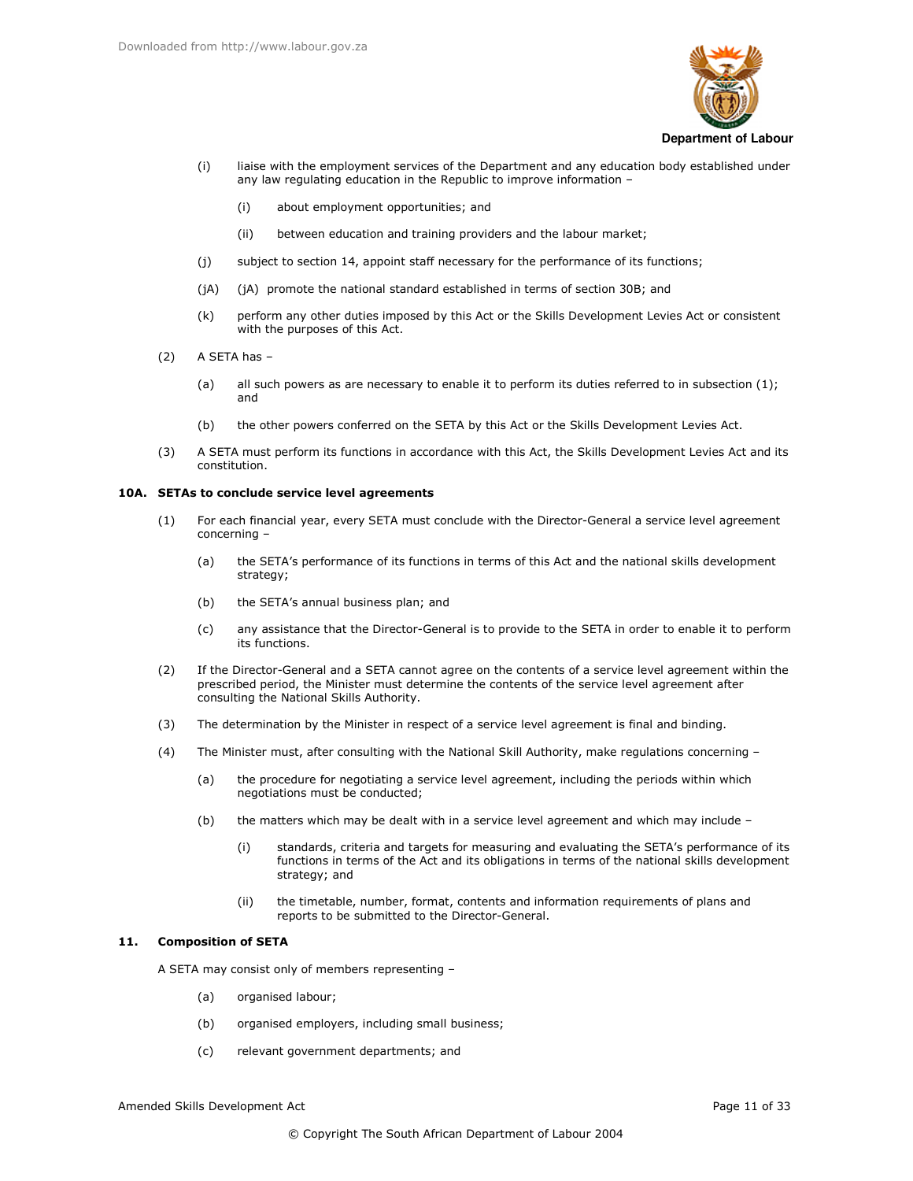(i) liaise with the employment services of the Department and any education body established under any law regulating education in the Republic to improve information –

(i) about employment opportunities; and

(ii) between education and training providers and the labour market;

(j) subject to section 14, appoint staff necessary for the performance of its functions;

(jA) (jA) promote the national standard established in terms of section 30B; and

(k) perform any other duties imposed by this Act or the Skills Development Levies Act or consistent with the purposes of this Act.

(2) A SETA has –

(a) all such powers as are necessary to enable it to perform its duties referred to in subsection (1); and

(b) the other powers conferred on the SETA by this Act or the Skills Development Levies Act.

(3) A SETA must perform its functions in accordance with this Act, the Skills Development Levies Act and its constitution.

**10A. SETAs to conclude service level agreements**

(1) For each financial year, every SETA must conclude with the Director-General a service level agreement concerning –

(a) the SETA's performance of its functions in terms of this Act and the national skills development strategy;

(b) the SETA's annual business plan; and

(c) any assistance that the Director-General is to provide to the SETA in order to enable it to perform its functions.

(2) If the Director-General and a SETA cannot agree on the contents of a service level agreement within the prescribed period, the Minister must determine the contents of the service level agreement after consulting the National Skills Authority.

(3) The determination by the Minister in respect of a service level agreement is final and binding.

(4) The Minister must, after consulting with the National Skill Authority, make regulations concerning –

(a) the procedure for negotiating a service level agreement, including the periods within which negotiations must be conducted;

(b) the matters which may be dealt with in a service level agreement and which may include –

(i) standards, criteria and targets for measuring and evaluating the SETA's performance of its functions in terms of the Act and its obligations in terms of the national skills development strategy; and

(ii) the timetable, number, format, contents and information requirements of plans and reports to be submitted to the Director-General.

**11. Composition of SETA**

A SETA may consist only of members representing –

(a) organised labour;

(b) organised employers, including small business;

(c) relevant government departments; and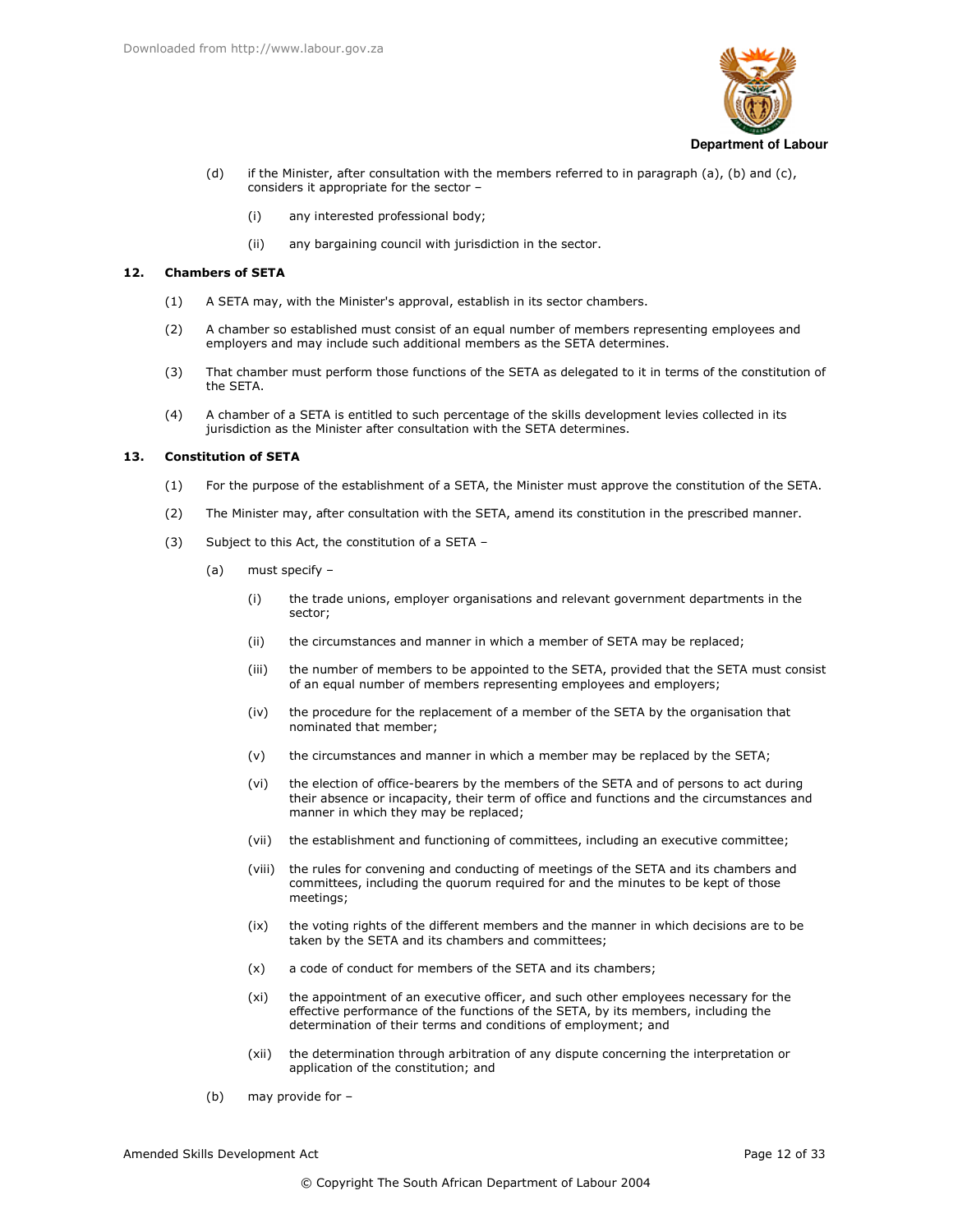(d) if the Minister, after consultation with the members referred to in paragraph (a), (b) and (c), considers it appropriate for the sector –

   (i) any interested professional body;

   (ii) any bargaining council with jurisdiction in the sector.

**12. Chambers of SETA**

(1) A SETA may, with the Minister's approval, establish in its sector chambers.

(2) A chamber so established must consist of an equal number of members representing employees and employers and may include such additional members as the SETA determines.

(3) That chamber must perform those functions of the SETA as delegated to it in terms of the constitution of the SETA.

(4) A chamber of a SETA is entitled to such percentage of the skills development levies collected in its jurisdiction as the Minister after consultation with the SETA determines.

**13. Constitution of SETA**

(1) For the purpose of the establishment of a SETA, the Minister must approve the constitution of the SETA.

(2) The Minister may, after consultation with the SETA, amend its constitution in the prescribed manner.

(3) Subject to this Act, the constitution of a SETA –

   (a) must specify –

      (i) the trade unions, employer organisations and relevant government departments in the sector;

      (ii) the circumstances and manner in which a member of SETA may be replaced;

      (iii) the number of members to be appointed to the SETA, provided that the SETA must consist of an equal number of members representing employees and employers;

      (iv) the procedure for the replacement of a member of the SETA by the organisation that nominated that member;

      (v) the circumstances and manner in which a member may be replaced by the SETA;

      (vi) the election of office-bearers by the members of the SETA and of persons to act during their absence or incapacity, their term of office and functions and the circumstances and manner in which they may be replaced;

      (vii) the establishment and functioning of committees, including an executive committee;

      (viii) the rules for convening and conducting of meetings of the SETA and its chambers and committees, including the quorum required for and the minutes to be kept of those meetings;

      (ix) the voting rights of the different members and the manner in which decisions are to be taken by the SETA and its chambers and committees;

      (x) a code of conduct for members of the SETA and its chambers;

      (xi) the appointment of an executive officer, and such other employees necessary for the effective performance of the functions of the SETA, by its members, including the determination of their terms and conditions of employment; and

      (xii) the determination through arbitration of any dispute concerning the interpretation or application of the constitution; and

   (b) may provide for –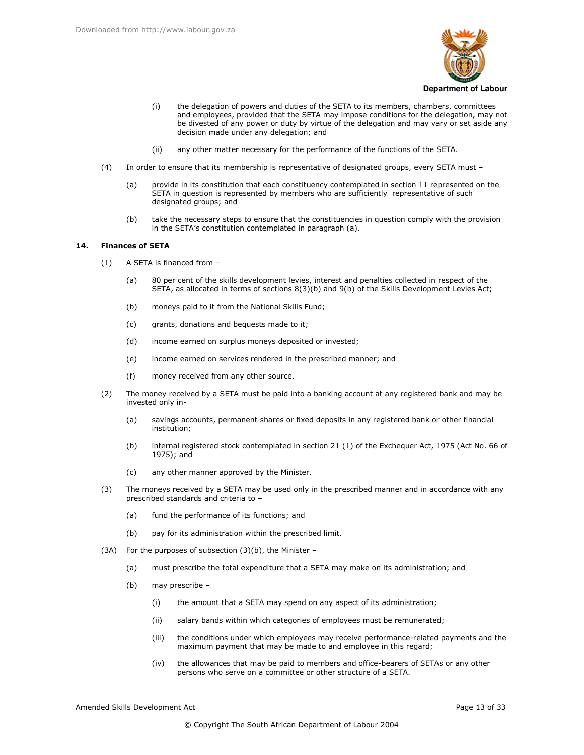(i) the delegation of powers and duties of the SETA to its members, chambers, committees and employees, provided that the SETA may impose conditions for the delegation, may not be divested of any power or duty by virtue of the delegation and may vary or set aside any decision made under any delegation; and

(ii) any other matter necessary for the performance of the functions of the SETA.

(4) In order to ensure that its membership is representative of designated groups, every SETA must –

(a) provide in its constitution that each constituency contemplated in section 11 represented on the SETA in question is represented by members who are sufficiently representative of such designated groups; and

(b) take the necessary steps to ensure that the constituencies in question comply with the provision in the SETA's constitution contemplated in paragraph (a).

**14. Finances of SETA**

(1) A SETA is financed from –

(a) 80 per cent of the skills development levies, interest and penalties collected in respect of the SETA, as allocated in terms of sections 8(3)(b) and 9(b) of the Skills Development Levies Act;

(b) moneys paid to it from the National Skills Fund;

(c) grants, donations and bequests made to it;

(d) income earned on surplus moneys deposited or invested;

(e) income earned on services rendered in the prescribed manner; and

(f) money received from any other source.

(2) The money received by a SETA must be paid into a banking account at any registered bank and may be invested only in-

(a) savings accounts, permanent shares or fixed deposits in any registered bank or other financial institution;

(b) internal registered stock contemplated in section 21 (1) of the Exchequer Act, 1975 (Act No. 66 of 1975); and

(c) any other manner approved by the Minister.

(3) The moneys received by a SETA may be used only in the prescribed manner and in accordance with any prescribed standards and criteria to –

(a) fund the performance of its functions; and

(b) pay for its administration within the prescribed limit.

(3A) For the purposes of subsection (3)(b), the Minister –

(a) must prescribe the total expenditure that a SETA may make on its administration; and

(b) may prescribe –

(i) the amount that a SETA may spend on any aspect of its administration;

(ii) salary bands within which categories of employees must be remunerated;

(iii) the conditions under which employees may receive performance-related payments and the maximum payment that may be made to and employee in this regard;

(iv) the allowances that may be paid to members and office-bearers of SETAs or any other persons who serve on a committee or other structure of a SETA.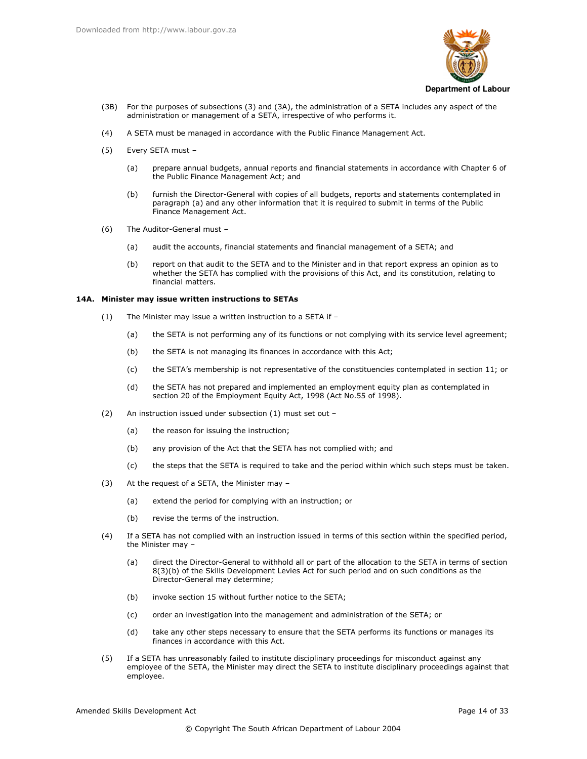(3B) For the purposes of subsections (3) and (3A), the administration of a SETA includes any aspect of the administration or management of a SETA, irrespective of who performs it.

(4) A SETA must be managed in accordance with the Public Finance Management Act.

(5) Every SETA must –

(a) prepare annual budgets, annual reports and financial statements in accordance with Chapter 6 of the Public Finance Management Act; and

(b) furnish the Director-General with copies of all budgets, reports and statements contemplated in paragraph (a) and any other information that it is required to submit in terms of the Public Finance Management Act.

(6) The Auditor-General must –

(a) audit the accounts, financial statements and financial management of a SETA; and

(b) report on that audit to the SETA and to the Minister and in that report express an opinion as to whether the SETA has complied with the provisions of this Act, and its constitution, relating to financial matters.

**14A. Minister may issue written instructions to SETAs**

(1) The Minister may issue a written instruction to a SETA if –

(a) the SETA is not performing any of its functions or not complying with its service level agreement;

(b) the SETA is not managing its finances in accordance with this Act;

(c) the SETA's membership is not representative of the constituencies contemplated in section 11; or

(d) the SETA has not prepared and implemented an employment equity plan as contemplated in section 20 of the Employment Equity Act, 1998 (Act No.55 of 1998).

(2) An instruction issued under subsection (1) must set out –

(a) the reason for issuing the instruction;

(b) any provision of the Act that the SETA has not complied with; and

(c) the steps that the SETA is required to take and the period within which such steps must be taken.

(3) At the request of a SETA, the Minister may –

(a) extend the period for complying with an instruction; or

(b) revise the terms of the instruction.

(4) If a SETA has not complied with an instruction issued in terms of this section within the specified period, the Minister may –

(a) direct the Director-General to withhold all or part of the allocation to the SETA in terms of section 8(3)(b) of the Skills Development Levies Act for such period and on such conditions as the Director-General may determine;

(b) invoke section 15 without further notice to the SETA;

(c) order an investigation into the management and administration of the SETA; or

(d) take any other steps necessary to ensure that the SETA performs its functions or manages its finances in accordance with this Act.

(5) If a SETA has unreasonably failed to institute disciplinary proceedings for misconduct against any employee of the SETA, the Minister may direct the SETA to institute disciplinary proceedings against that employee.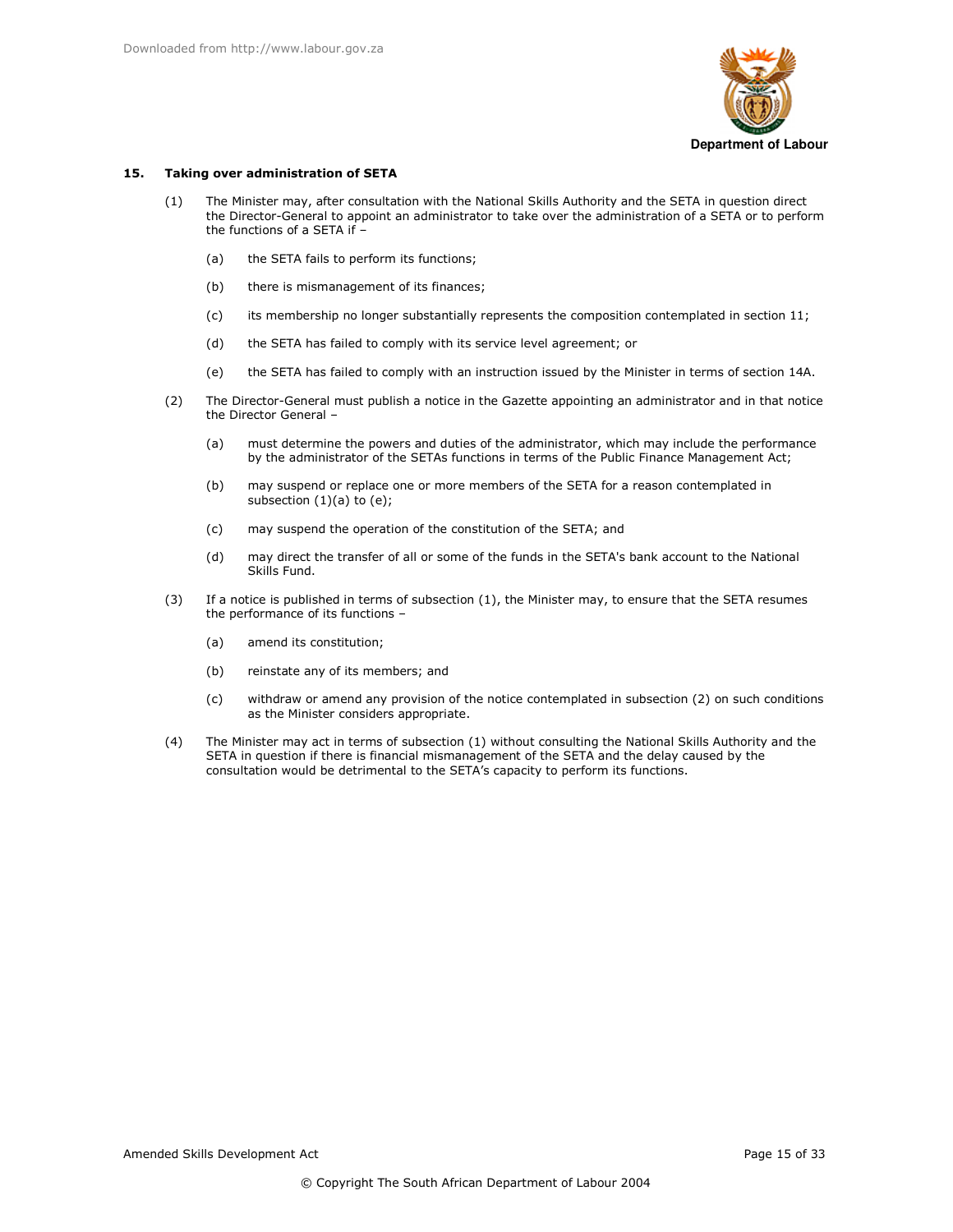**15. Taking over administration of SETA**

(1) The Minister may, after consultation with the National Skills Authority and the SETA in question direct the Director-General to appoint an administrator to take over the administration of a SETA or to perform the functions of a SETA if –

(a) the SETA fails to perform its functions;

(b) there is mismanagement of its finances;

(c) its membership no longer substantially represents the composition contemplated in section 11;

(d) the SETA has failed to comply with its service level agreement; or

(e) the SETA has failed to comply with an instruction issued by the Minister in terms of section 14A.

(2) The Director-General must publish a notice in the Gazette appointing an administrator and in that notice the Director General –

(a) must determine the powers and duties of the administrator, which may include the performance by the administrator of the SETAs functions in terms of the Public Finance Management Act;

(b) may suspend or replace one or more members of the SETA for a reason contemplated in subsection (1)(a) to (e);

(c) may suspend the operation of the constitution of the SETA; and

(d) may direct the transfer of all or some of the funds in the SETA's bank account to the National Skills Fund.

(3) If a notice is published in terms of subsection (1), the Minister may, to ensure that the SETA resumes the performance of its functions –

(a) amend its constitution;

(b) reinstate any of its members; and

(c) withdraw or amend any provision of the notice contemplated in subsection (2) on such conditions as the Minister considers appropriate.

(4) The Minister may act in terms of subsection (1) without consulting the National Skills Authority and the SETA in question if there is financial mismanagement of the SETA and the delay caused by the consultation would be detrimental to the SETA's capacity to perform its functions.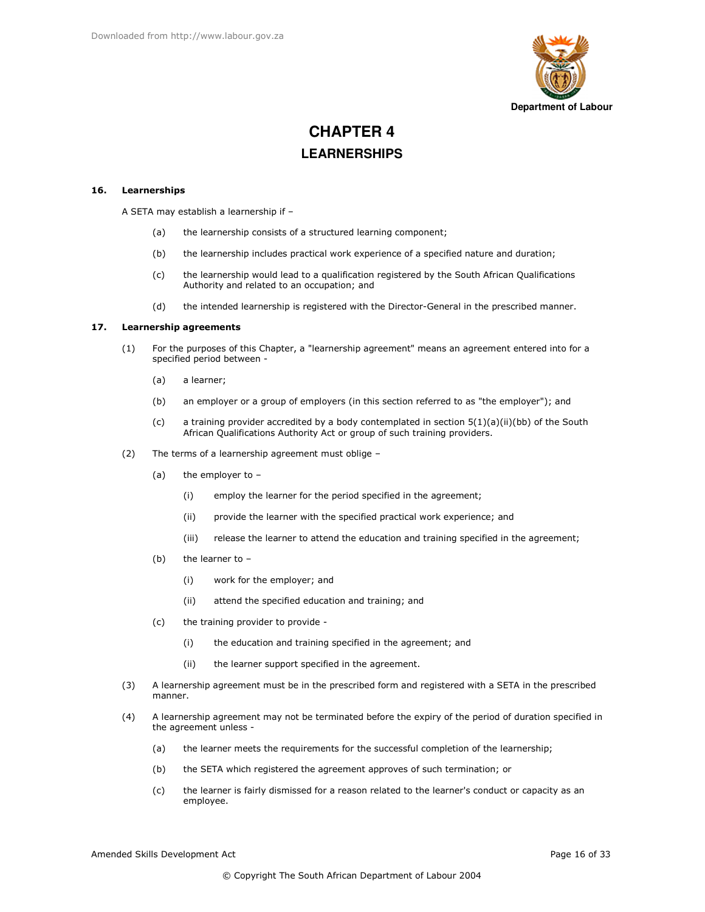# CHAPTER 4

## LEARNERSHIPS

**16. Learnerships**

A SETA may establish a learnership if –

(a) the learnership consists of a structured learning component;

(b) the learnership includes practical work experience of a specified nature and duration;

(c) the learnership would lead to a qualification registered by the South African Qualifications Authority and related to an occupation; and

(d) the intended learnership is registered with the Director-General in the prescribed manner.

**17. Learnership agreements**

(1) For the purposes of this Chapter, a "learnership agreement" means an agreement entered into for a specified period between -

(a) a learner;

(b) an employer or a group of employers (in this section referred to as "the employer"); and

(c) a training provider accredited by a body contemplated in section 5(1)(a)(ii)(bb) of the South African Qualifications Authority Act or group of such training providers.

(2) The terms of a learnership agreement must oblige –

(a) the employer to –

(i) employ the learner for the period specified in the agreement;

(ii) provide the learner with the specified practical work experience; and

(iii) release the learner to attend the education and training specified in the agreement;

(b) the learner to –

(i) work for the employer; and

(ii) attend the specified education and training; and

(c) the training provider to provide -

(i) the education and training specified in the agreement; and

(ii) the learner support specified in the agreement.

(3) A learnership agreement must be in the prescribed form and registered with a SETA in the prescribed manner.

(4) A learnership agreement may not be terminated before the expiry of the period of duration specified in the agreement unless -

(a) the learner meets the requirements for the successful completion of the learnership;

(b) the SETA which registered the agreement approves of such termination; or

(c) the learner is fairly dismissed for a reason related to the learner's conduct or capacity as an employee.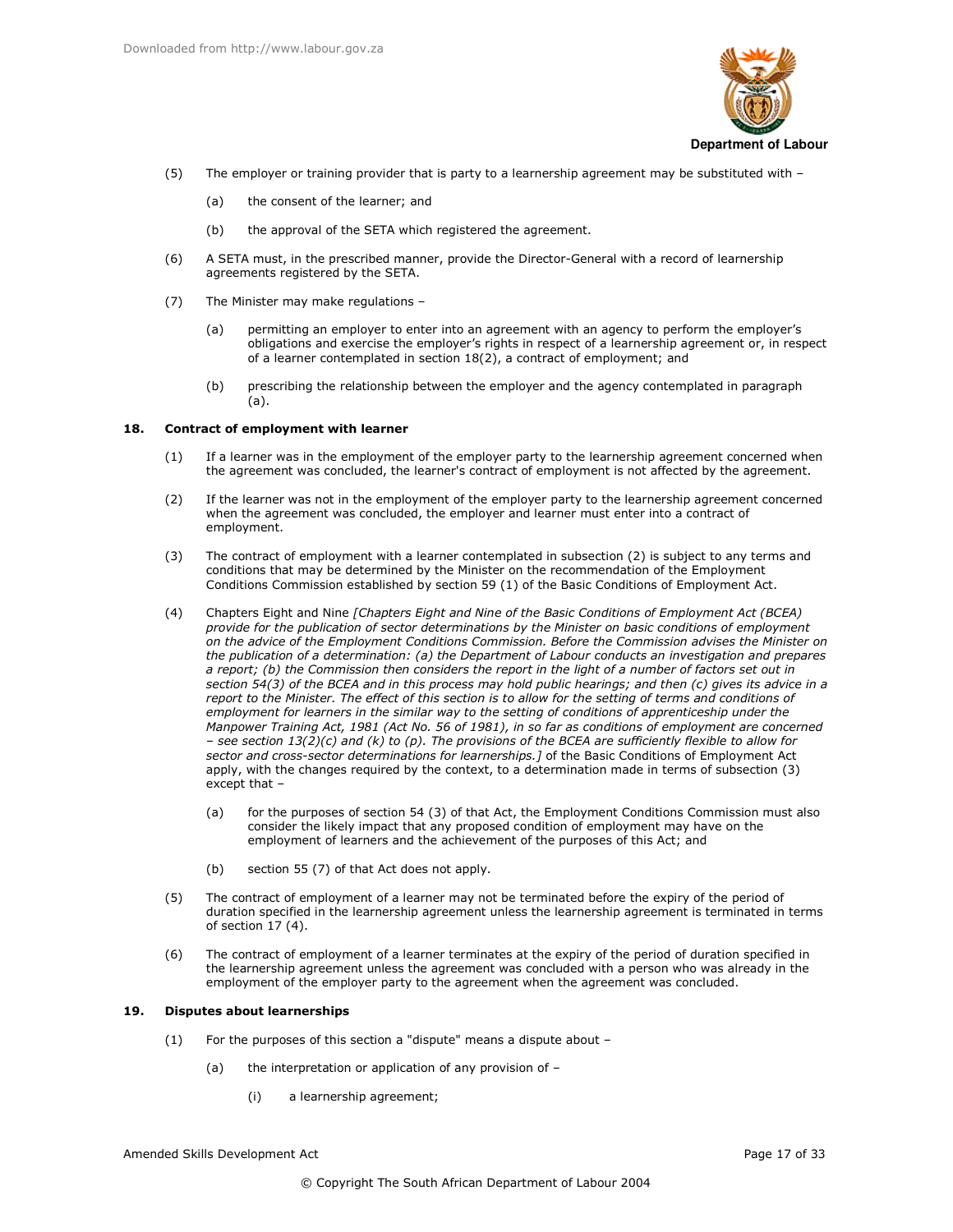(5) The employer or training provider that is party to a learnership agreement may be substituted with –

(a) the consent of the learner; and

(b) the approval of the SETA which registered the agreement.

(6) A SETA must, in the prescribed manner, provide the Director-General with a record of learnership agreements registered by the SETA.

(7) The Minister may make regulations –

(a) permitting an employer to enter into an agreement with an agency to perform the employer's obligations and exercise the employer's rights in respect of a learnership agreement or, in respect of a learner contemplated in section 18(2), a contract of employment; and

(b) prescribing the relationship between the employer and the agency contemplated in paragraph (a).

**18. Contract of employment with learner**

(1) If a learner was in the employment of the employer party to the learnership agreement concerned when the agreement was concluded, the learner's contract of employment is not affected by the agreement.

(2) If the learner was not in the employment of the employer party to the learnership agreement concerned when the agreement was concluded, the employer and learner must enter into a contract of employment.

(3) The contract of employment with a learner contemplated in subsection (2) is subject to any terms and conditions that may be determined by the Minister on the recommendation of the Employment Conditions Commission established by section 59 (1) of the Basic Conditions of Employment Act.

(4) Chapters Eight and Nine *[Chapters Eight and Nine of the Basic Conditions of Employment Act (BCEA) provide for the publication of sector determinations by the Minister on basic conditions of employment on the advice of the Employment Conditions Commission. Before the Commission advises the Minister on the publication of a determination: (a) the Department of Labour conducts an investigation and prepares a report; (b) the Commission then considers the report in the light of a number of factors set out in section 54(3) of the BCEA and in this process may hold public hearings; and then (c) gives its advice in a report to the Minister. The effect of this section is to allow for the setting of terms and conditions of employment for learners in the similar way to the setting of conditions of apprenticeship under the Manpower Training Act, 1981 (Act No. 56 of 1981), in so far as conditions of employment are concerned – see section 13(2)(c) and (k) to (p). The provisions of the BCEA are sufficiently flexible to allow for sector and cross-sector determinations for learnerships.]* of the Basic Conditions of Employment Act apply, with the changes required by the context, to a determination made in terms of subsection (3) except that –

(a) for the purposes of section 54 (3) of that Act, the Employment Conditions Commission must also consider the likely impact that any proposed condition of employment may have on the employment of learners and the achievement of the purposes of this Act; and

(b) section 55 (7) of that Act does not apply.

(5) The contract of employment of a learner may not be terminated before the expiry of the period of duration specified in the learnership agreement unless the learnership agreement is terminated in terms of section 17 (4).

(6) The contract of employment of a learner terminates at the expiry of the period of duration specified in the learnership agreement unless the agreement was concluded with a person who was already in the employment of the employer party to the agreement when the agreement was concluded.

**19. Disputes about learnerships**

(1) For the purposes of this section a "dispute" means a dispute about –

(a) the interpretation or application of any provision of –

(i) a learnership agreement;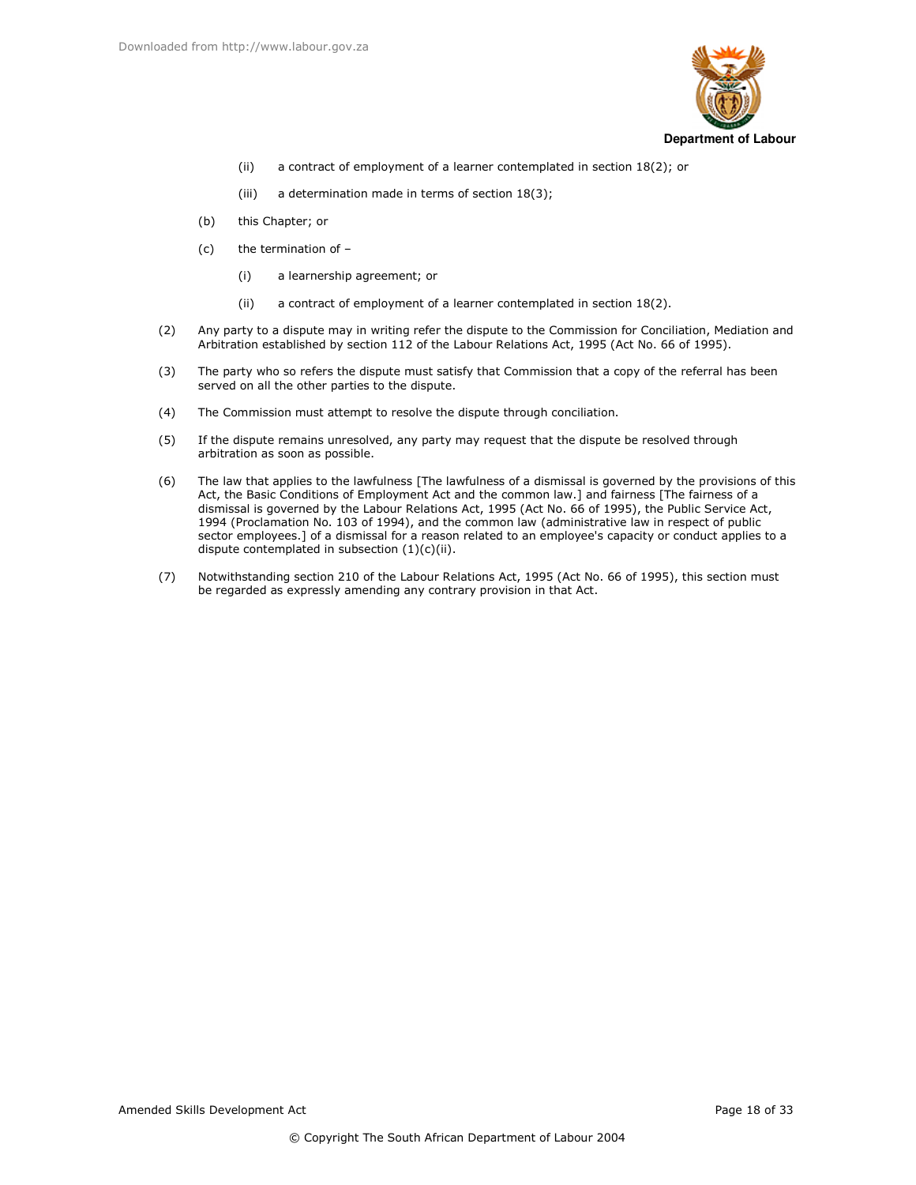(ii) a contract of employment of a learner contemplated in section 18(2); or

(iii) a determination made in terms of section 18(3);

(b) this Chapter; or

(c) the termination of –

(i) a learnership agreement; or

(ii) a contract of employment of a learner contemplated in section 18(2).

(2) Any party to a dispute may in writing refer the dispute to the Commission for Conciliation, Mediation and Arbitration established by section 112 of the Labour Relations Act, 1995 (Act No. 66 of 1995).

(3) The party who so refers the dispute must satisfy that Commission that a copy of the referral has been served on all the other parties to the dispute.

(4) The Commission must attempt to resolve the dispute through conciliation.

(5) If the dispute remains unresolved, any party may request that the dispute be resolved through arbitration as soon as possible.

(6) The law that applies to the lawfulness [The lawfulness of a dismissal is governed by the provisions of this Act, the Basic Conditions of Employment Act and the common law.] and fairness [The fairness of a dismissal is governed by the Labour Relations Act, 1995 (Act No. 66 of 1995), the Public Service Act, 1994 (Proclamation No. 103 of 1994), and the common law (administrative law in respect of public sector employees.] of a dismissal for a reason related to an employee's capacity or conduct applies to a dispute contemplated in subsection (1)(c)(ii).

(7) Notwithstanding section 210 of the Labour Relations Act, 1995 (Act No. 66 of 1995), this section must be regarded as expressly amending any contrary provision in that Act.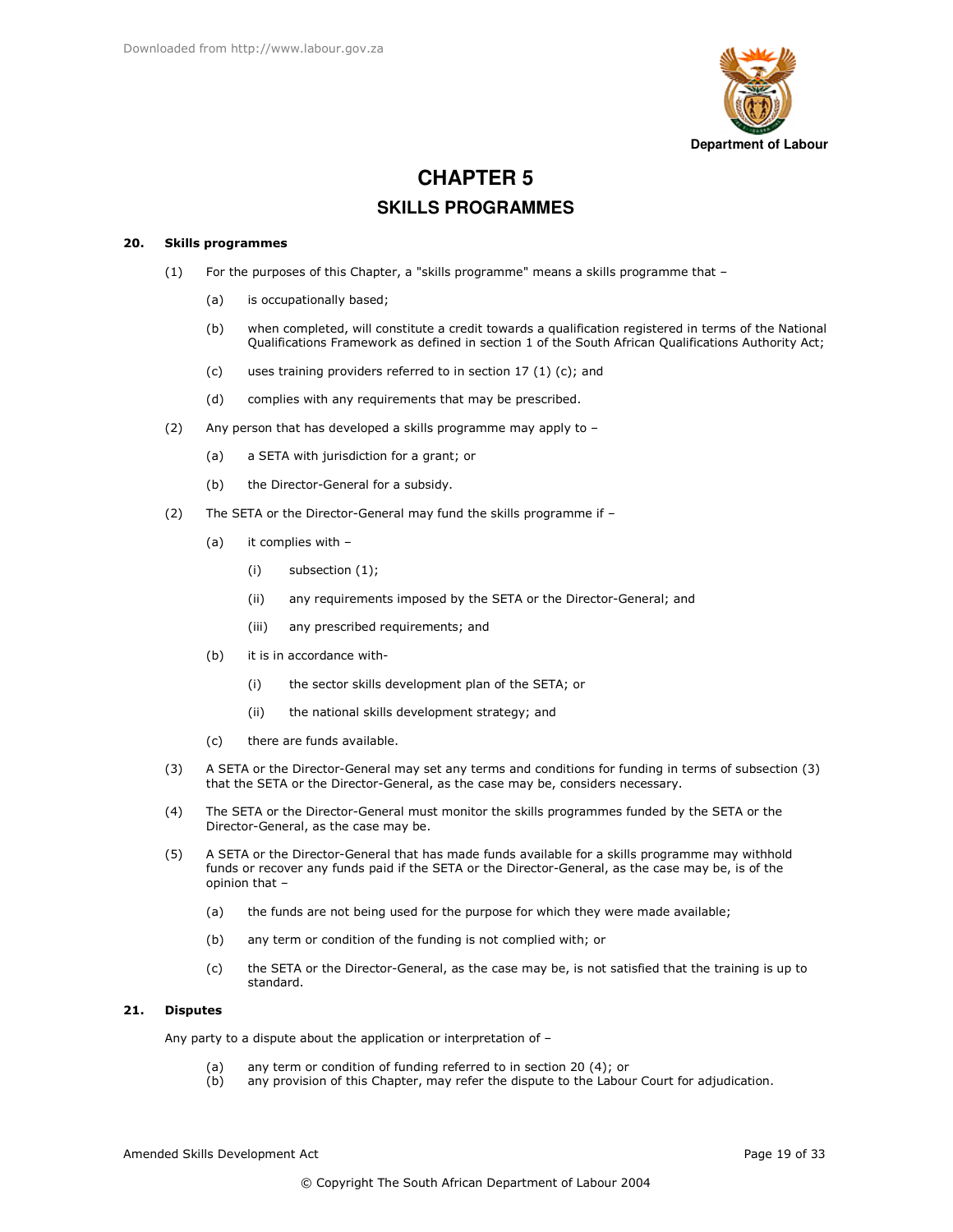# CHAPTER 5

## SKILLS PROGRAMMES

**20. Skills programmes**

(1) For the purposes of this Chapter, a "skills programme" means a skills programme that –

(a) is occupationally based;

(b) when completed, will constitute a credit towards a qualification registered in terms of the National Qualifications Framework as defined in section 1 of the South African Qualifications Authority Act;

(c) uses training providers referred to in section 17 (1) (c); and

(d) complies with any requirements that may be prescribed.

(2) Any person that has developed a skills programme may apply to –

(a) a SETA with jurisdiction for a grant; or

(b) the Director-General for a subsidy.

(2) The SETA or the Director-General may fund the skills programme if –

(a) it complies with –

(i) subsection (1);

(ii) any requirements imposed by the SETA or the Director-General; and

(iii) any prescribed requirements; and

(b) it is in accordance with-

(i) the sector skills development plan of the SETA; or

(ii) the national skills development strategy; and

(c) there are funds available.

(3) A SETA or the Director-General may set any terms and conditions for funding in terms of subsection (3) that the SETA or the Director-General, as the case may be, considers necessary.

(4) The SETA or the Director-General must monitor the skills programmes funded by the SETA or the Director-General, as the case may be.

(5) A SETA or the Director-General that has made funds available for a skills programme may withhold funds or recover any funds paid if the SETA or the Director-General, as the case may be, is of the opinion that –

(a) the funds are not being used for the purpose for which they were made available;

(b) any term or condition of the funding is not complied with; or

(c) the SETA or the Director-General, as the case may be, is not satisfied that the training is up to standard.

**21. Disputes**

Any party to a dispute about the application or interpretation of –

(a) any term or condition of funding referred to in section 20 (4); or
(b) any provision of this Chapter, may refer the dispute to the Labour Court for adjudication.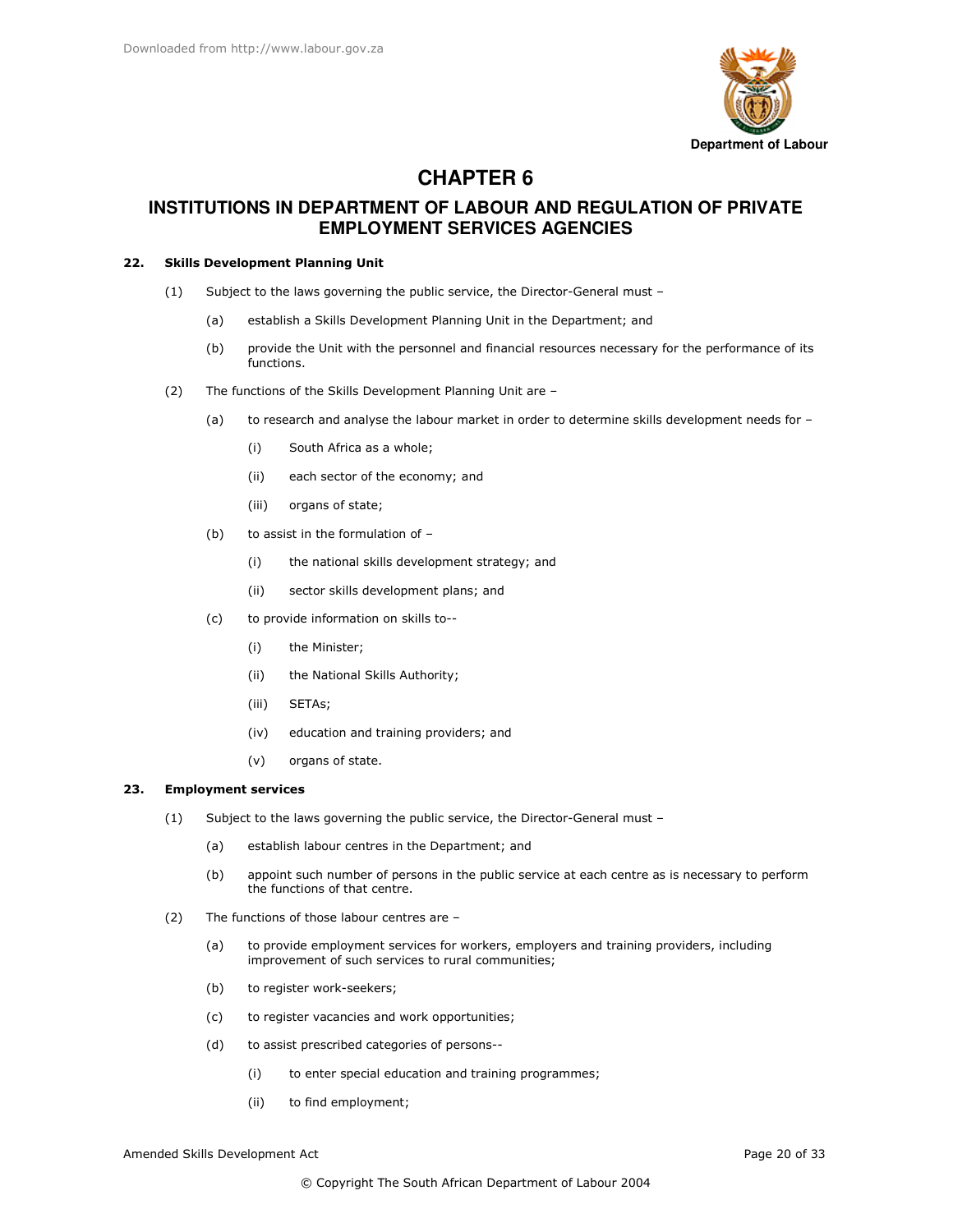# CHAPTER 6

## INSTITUTIONS IN DEPARTMENT OF LABOUR AND REGULATION OF PRIVATE EMPLOYMENT SERVICES AGENCIES

**22. Skills Development Planning Unit**

(1) Subject to the laws governing the public service, the Director-General must –

(a) establish a Skills Development Planning Unit in the Department; and

(b) provide the Unit with the personnel and financial resources necessary for the performance of its functions.

(2) The functions of the Skills Development Planning Unit are –

(a) to research and analyse the labour market in order to determine skills development needs for –

(i) South Africa as a whole;

(ii) each sector of the economy; and

(iii) organs of state;

(b) to assist in the formulation of –

(i) the national skills development strategy; and

(ii) sector skills development plans; and

(c) to provide information on skills to--

(i) the Minister;

(ii) the National Skills Authority;

(iii) SETAs;

(iv) education and training providers; and

(v) organs of state.

**23. Employment services**

(1) Subject to the laws governing the public service, the Director-General must –

(a) establish labour centres in the Department; and

(b) appoint such number of persons in the public service at each centre as is necessary to perform the functions of that centre.

(2) The functions of those labour centres are –

(a) to provide employment services for workers, employers and training providers, including improvement of such services to rural communities;

(b) to register work-seekers;

(c) to register vacancies and work opportunities;

(d) to assist prescribed categories of persons--

(i) to enter special education and training programmes;

(ii) to find employment;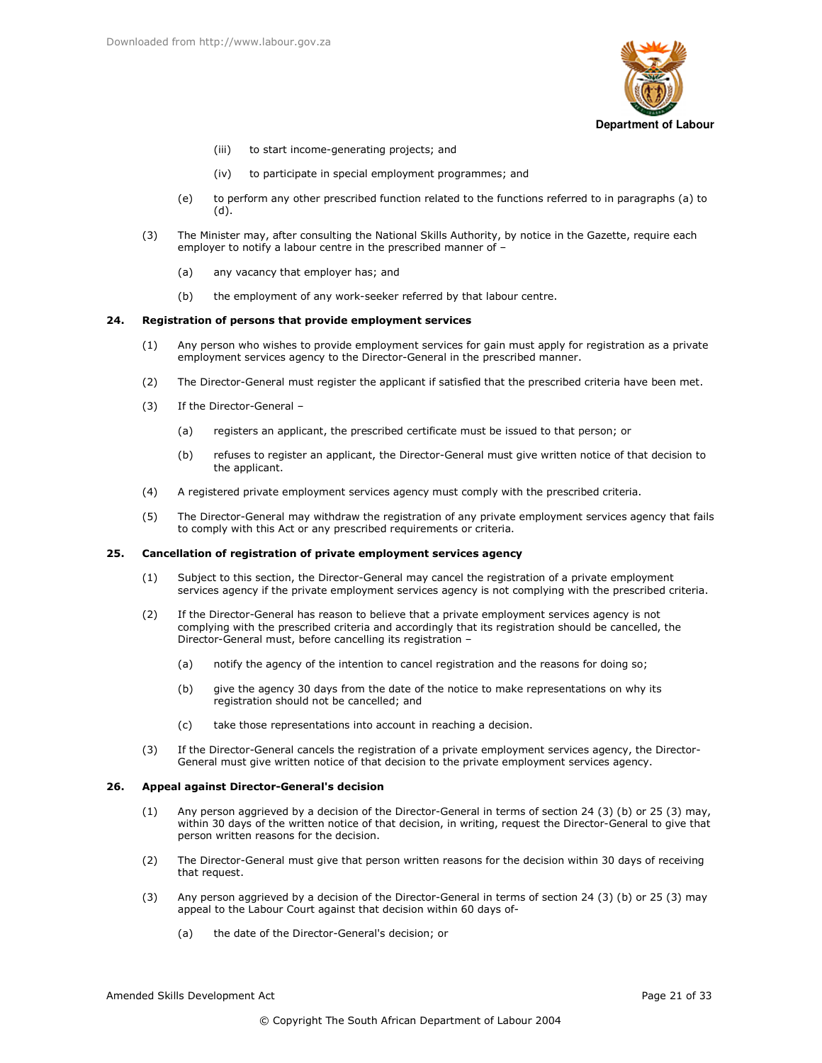(iii) to start income-generating projects; and

(iv) to participate in special employment programmes; and

(e) to perform any other prescribed function related to the functions referred to in paragraphs (a) to (d).

(3) The Minister may, after consulting the National Skills Authority, by notice in the Gazette, require each employer to notify a labour centre in the prescribed manner of –

(a) any vacancy that employer has; and

(b) the employment of any work-seeker referred by that labour centre.

**24. Registration of persons that provide employment services**

(1) Any person who wishes to provide employment services for gain must apply for registration as a private employment services agency to the Director-General in the prescribed manner.

(2) The Director-General must register the applicant if satisfied that the prescribed criteria have been met.

(3) If the Director-General –

(a) registers an applicant, the prescribed certificate must be issued to that person; or

(b) refuses to register an applicant, the Director-General must give written notice of that decision to the applicant.

(4) A registered private employment services agency must comply with the prescribed criteria.

(5) The Director-General may withdraw the registration of any private employment services agency that fails to comply with this Act or any prescribed requirements or criteria.

**25. Cancellation of registration of private employment services agency**

(1) Subject to this section, the Director-General may cancel the registration of a private employment services agency if the private employment services agency is not complying with the prescribed criteria.

(2) If the Director-General has reason to believe that a private employment services agency is not complying with the prescribed criteria and accordingly that its registration should be cancelled, the Director-General must, before cancelling its registration –

(a) notify the agency of the intention to cancel registration and the reasons for doing so;

(b) give the agency 30 days from the date of the notice to make representations on why its registration should not be cancelled; and

(c) take those representations into account in reaching a decision.

(3) If the Director-General cancels the registration of a private employment services agency, the Director-General must give written notice of that decision to the private employment services agency.

**26. Appeal against Director-General's decision**

(1) Any person aggrieved by a decision of the Director-General in terms of section 24 (3) (b) or 25 (3) may, within 30 days of the written notice of that decision, in writing, request the Director-General to give that person written reasons for the decision.

(2) The Director-General must give that person written reasons for the decision within 30 days of receiving that request.

(3) Any person aggrieved by a decision of the Director-General in terms of section 24 (3) (b) or 25 (3) may appeal to the Labour Court against that decision within 60 days of-

(a) the date of the Director-General's decision; or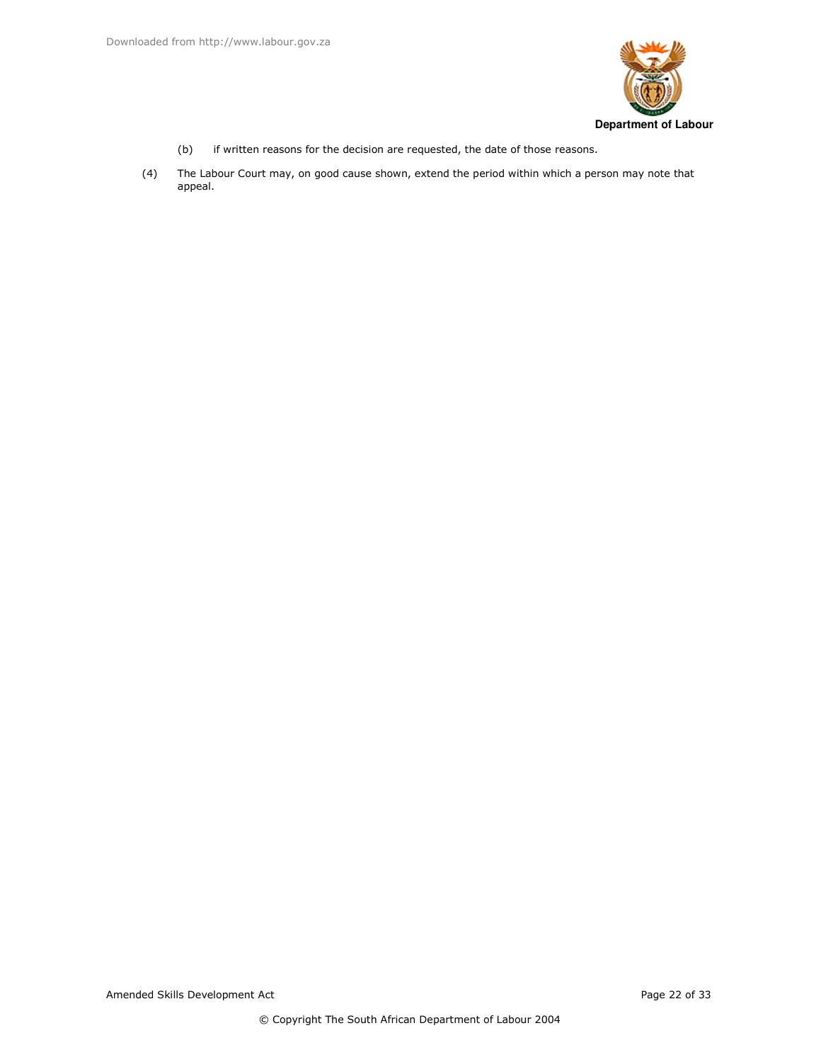(b) if written reasons for the decision are requested, the date of those reasons.

(4) The Labour Court may, on good cause shown, extend the period within which a person may note that appeal.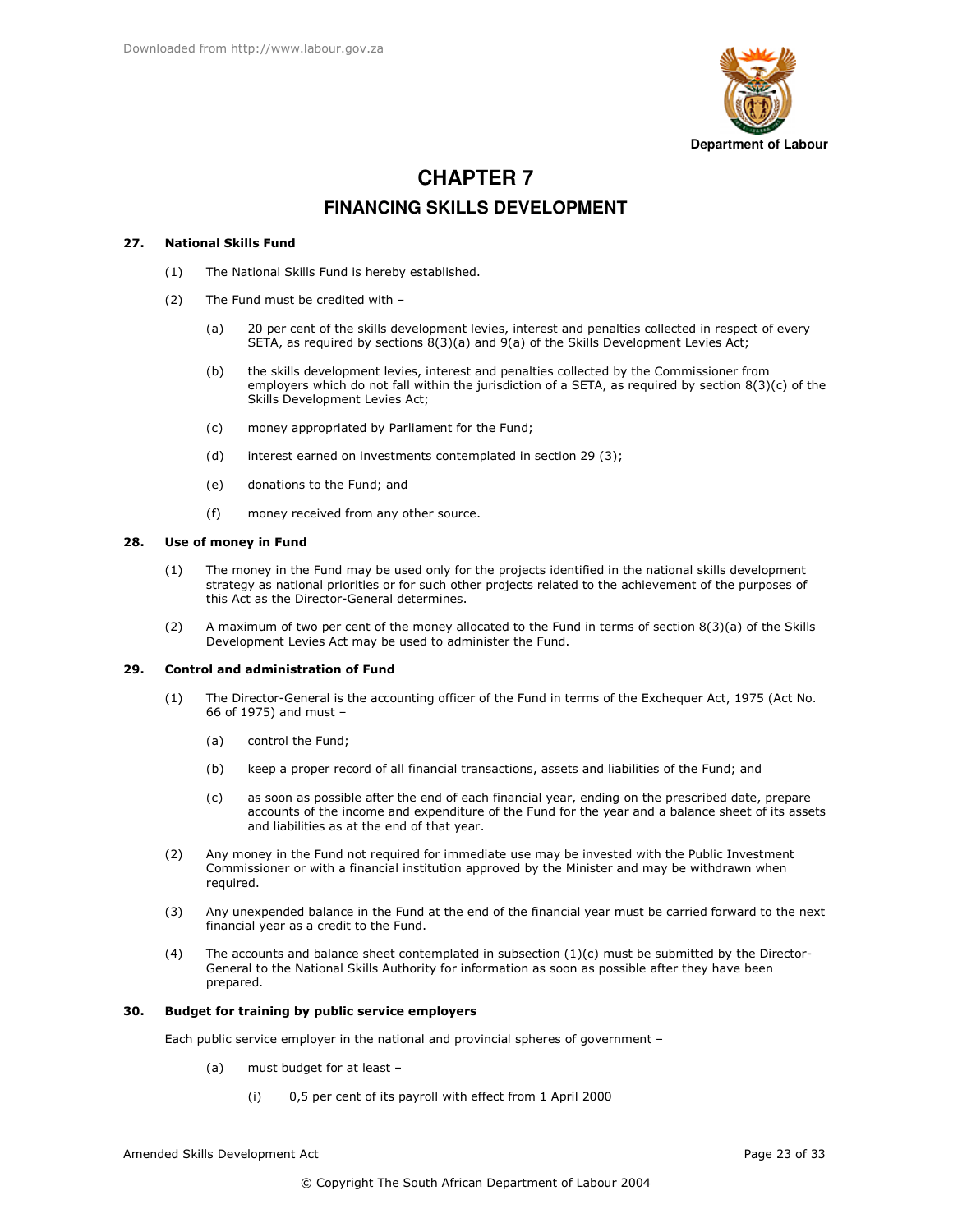# CHAPTER 7

## FINANCING SKILLS DEVELOPMENT

**27. National Skills Fund**

(1) The National Skills Fund is hereby established.

(2) The Fund must be credited with –

(a) 20 per cent of the skills development levies, interest and penalties collected in respect of every SETA, as required by sections 8(3)(a) and 9(a) of the Skills Development Levies Act;

(b) the skills development levies, interest and penalties collected by the Commissioner from employers which do not fall within the jurisdiction of a SETA, as required by section 8(3)(c) of the Skills Development Levies Act;

(c) money appropriated by Parliament for the Fund;

(d) interest earned on investments contemplated in section 29 (3);

(e) donations to the Fund; and

(f) money received from any other source.

**28. Use of money in Fund**

(1) The money in the Fund may be used only for the projects identified in the national skills development strategy as national priorities or for such other projects related to the achievement of the purposes of this Act as the Director-General determines.

(2) A maximum of two per cent of the money allocated to the Fund in terms of section 8(3)(a) of the Skills Development Levies Act may be used to administer the Fund.

**29. Control and administration of Fund**

(1) The Director-General is the accounting officer of the Fund in terms of the Exchequer Act, 1975 (Act No. 66 of 1975) and must –

(a) control the Fund;

(b) keep a proper record of all financial transactions, assets and liabilities of the Fund; and

(c) as soon as possible after the end of each financial year, ending on the prescribed date, prepare accounts of the income and expenditure of the Fund for the year and a balance sheet of its assets and liabilities as at the end of that year.

(2) Any money in the Fund not required for immediate use may be invested with the Public Investment Commissioner or with a financial institution approved by the Minister and may be withdrawn when required.

(3) Any unexpended balance in the Fund at the end of the financial year must be carried forward to the next financial year as a credit to the Fund.

(4) The accounts and balance sheet contemplated in subsection (1)(c) must be submitted by the Director-General to the National Skills Authority for information as soon as possible after they have been prepared.

**30. Budget for training by public service employers**

Each public service employer in the national and provincial spheres of government –

(a) must budget for at least –

(i) 0,5 per cent of its payroll with effect from 1 April 2000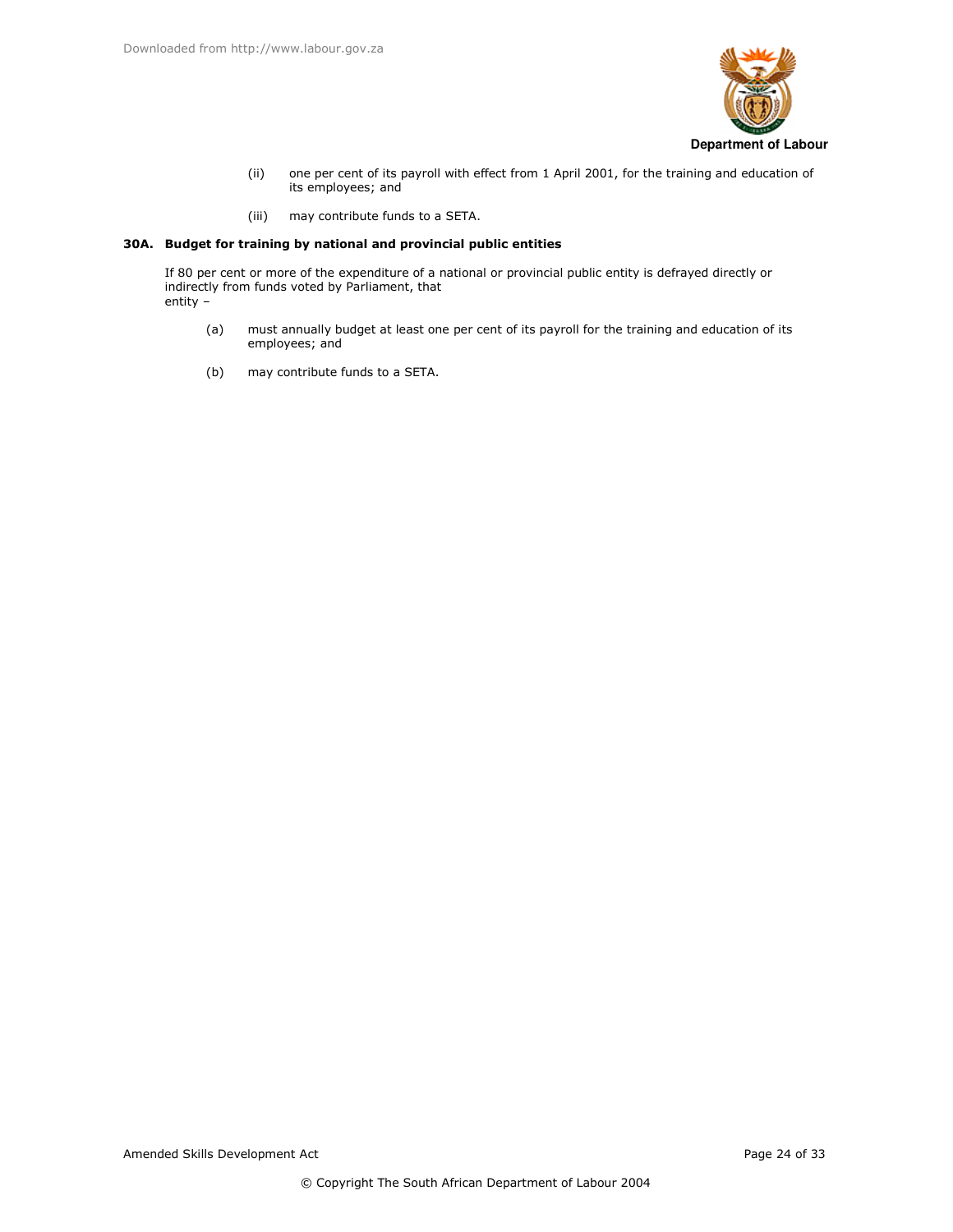(ii) one per cent of its payroll with effect from 1 April 2001, for the training and education of its employees; and

(iii) may contribute funds to a SETA.

**30A. Budget for training by national and provincial public entities**

If 80 per cent or more of the expenditure of a national or provincial public entity is defrayed directly or indirectly from funds voted by Parliament, that entity –

(a) must annually budget at least one per cent of its payroll for the training and education of its employees; and

(b) may contribute funds to a SETA.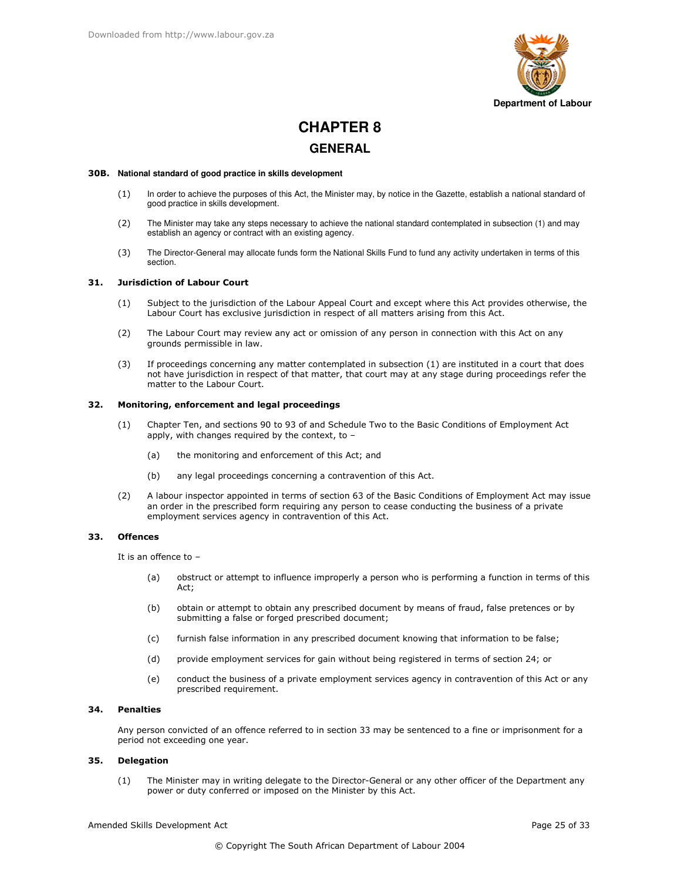# CHAPTER 8

## GENERAL

**30B. National standard of good practice in skills development**

(1) In order to achieve the purposes of this Act, the Minister may, by notice in the Gazette, establish a national standard of good practice in skills development.

(2) The Minister may take any steps necessary to achieve the national standard contemplated in subsection (1) and may establish an agency or contract with an existing agency.

(3) The Director-General may allocate funds form the National Skills Fund to fund any activity undertaken in terms of this section.

**31. Jurisdiction of Labour Court**

(1) Subject to the jurisdiction of the Labour Appeal Court and except where this Act provides otherwise, the Labour Court has exclusive jurisdiction in respect of all matters arising from this Act.

(2) The Labour Court may review any act or omission of any person in connection with this Act on any grounds permissible in law.

(3) If proceedings concerning any matter contemplated in subsection (1) are instituted in a court that does not have jurisdiction in respect of that matter, that court may at any stage during proceedings refer the matter to the Labour Court.

**32. Monitoring, enforcement and legal proceedings**

(1) Chapter Ten, and sections 90 to 93 of and Schedule Two to the Basic Conditions of Employment Act apply, with changes required by the context, to –

(a) the monitoring and enforcement of this Act; and

(b) any legal proceedings concerning a contravention of this Act.

(2) A labour inspector appointed in terms of section 63 of the Basic Conditions of Employment Act may issue an order in the prescribed form requiring any person to cease conducting the business of a private employment services agency in contravention of this Act.

**33. Offences**

It is an offence to –

(a) obstruct or attempt to influence improperly a person who is performing a function in terms of this Act;

(b) obtain or attempt to obtain any prescribed document by means of fraud, false pretences or by submitting a false or forged prescribed document;

(c) furnish false information in any prescribed document knowing that information to be false;

(d) provide employment services for gain without being registered in terms of section 24; or

(e) conduct the business of a private employment services agency in contravention of this Act or any prescribed requirement.

**34. Penalties**

Any person convicted of an offence referred to in section 33 may be sentenced to a fine or imprisonment for a period not exceeding one year.

**35. Delegation**

(1) The Minister may in writing delegate to the Director-General or any other officer of the Department any power or duty conferred or imposed on the Minister by this Act.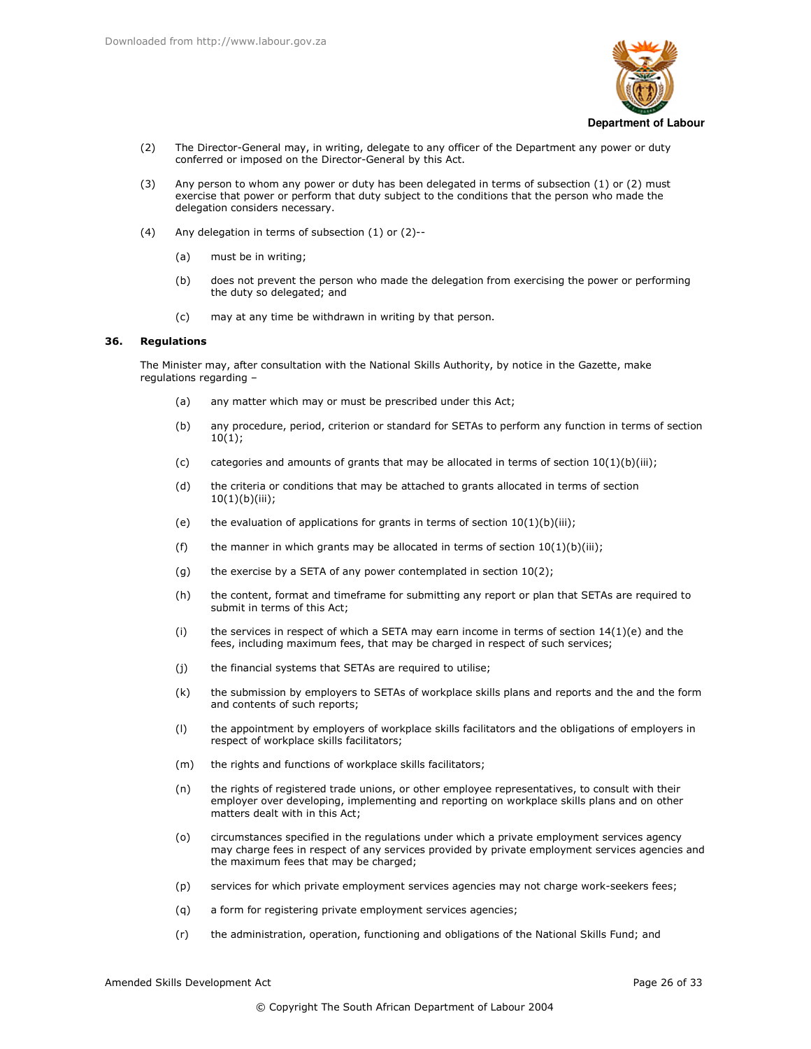(2) The Director-General may, in writing, delegate to any officer of the Department any power or duty conferred or imposed on the Director-General by this Act.

(3) Any person to whom any power or duty has been delegated in terms of subsection (1) or (2) must exercise that power or perform that duty subject to the conditions that the person who made the delegation considers necessary.

(4) Any delegation in terms of subsection (1) or (2)--

(a) must be in writing;

(b) does not prevent the person who made the delegation from exercising the power or performing the duty so delegated; and

(c) may at any time be withdrawn in writing by that person.

**36. Regulations**

The Minister may, after consultation with the National Skills Authority, by notice in the Gazette, make regulations regarding –

(a) any matter which may or must be prescribed under this Act;

(b) any procedure, period, criterion or standard for SETAs to perform any function in terms of section 10(1);

(c) categories and amounts of grants that may be allocated in terms of section 10(1)(b)(iii);

(d) the criteria or conditions that may be attached to grants allocated in terms of section 10(1)(b)(iii);

(e) the evaluation of applications for grants in terms of section 10(1)(b)(iii);

(f) the manner in which grants may be allocated in terms of section 10(1)(b)(iii);

(g) the exercise by a SETA of any power contemplated in section 10(2);

(h) the content, format and timeframe for submitting any report or plan that SETAs are required to submit in terms of this Act;

(i) the services in respect of which a SETA may earn income in terms of section 14(1)(e) and the fees, including maximum fees, that may be charged in respect of such services;

(j) the financial systems that SETAs are required to utilise;

(k) the submission by employers to SETAs of workplace skills plans and reports and the and the form and contents of such reports;

(l) the appointment by employers of workplace skills facilitators and the obligations of employers in respect of workplace skills facilitators;

(m) the rights and functions of workplace skills facilitators;

(n) the rights of registered trade unions, or other employee representatives, to consult with their employer over developing, implementing and reporting on workplace skills plans and on other matters dealt with in this Act;

(o) circumstances specified in the regulations under which a private employment services agency may charge fees in respect of any services provided by private employment services agencies and the maximum fees that may be charged;

(p) services for which private employment services agencies may not charge work-seekers fees;

(q) a form for registering private employment services agencies;

(r) the administration, operation, functioning and obligations of the National Skills Fund; and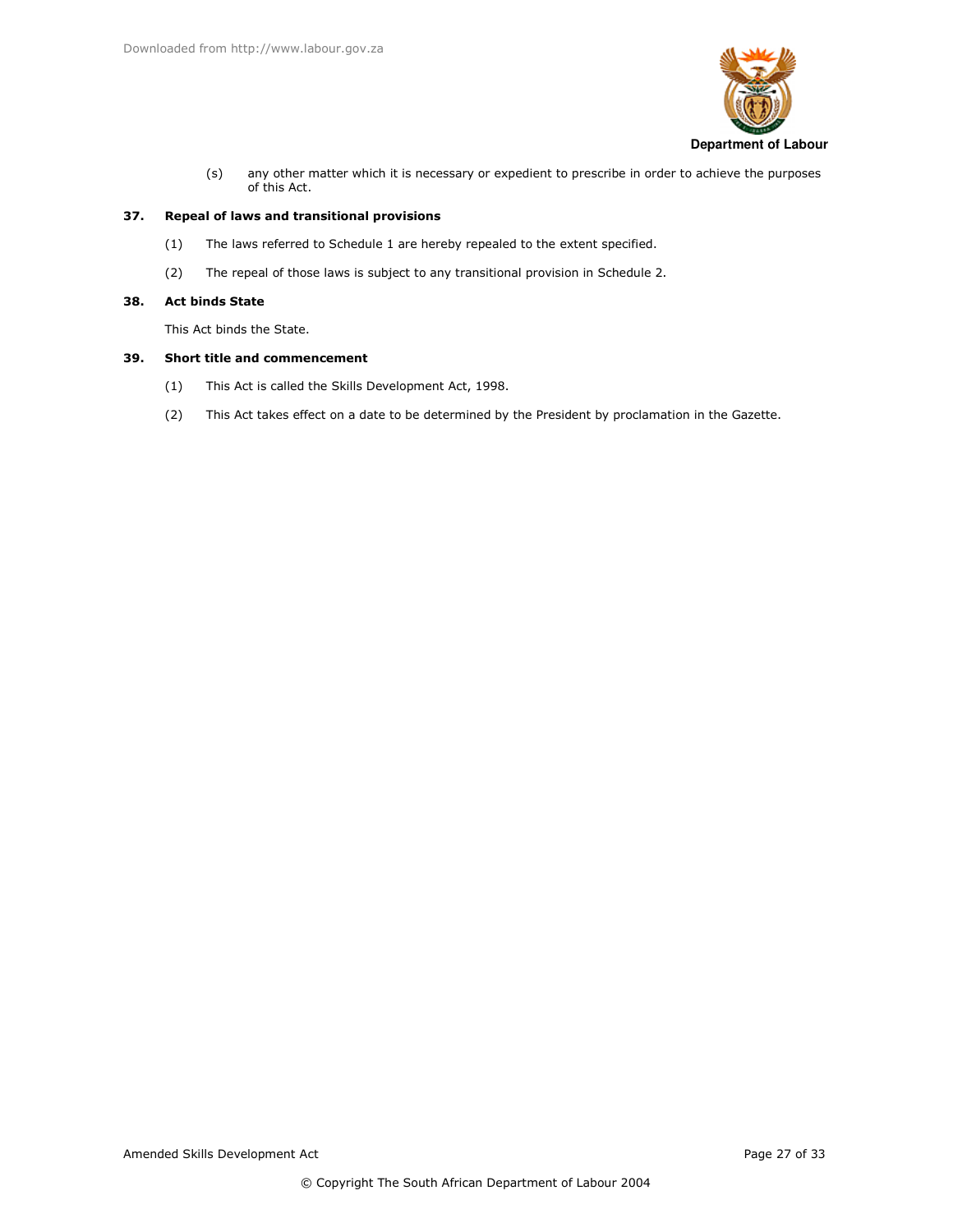(s) any other matter which it is necessary or expedient to prescribe in order to achieve the purposes of this Act.

**37. Repeal of laws and transitional provisions**

(1) The laws referred to Schedule 1 are hereby repealed to the extent specified.

(2) The repeal of those laws is subject to any transitional provision in Schedule 2.

**38. Act binds State**

This Act binds the State.

**39. Short title and commencement**

(1) This Act is called the Skills Development Act, 1998.

(2) This Act takes effect on a date to be determined by the President by proclamation in the Gazette.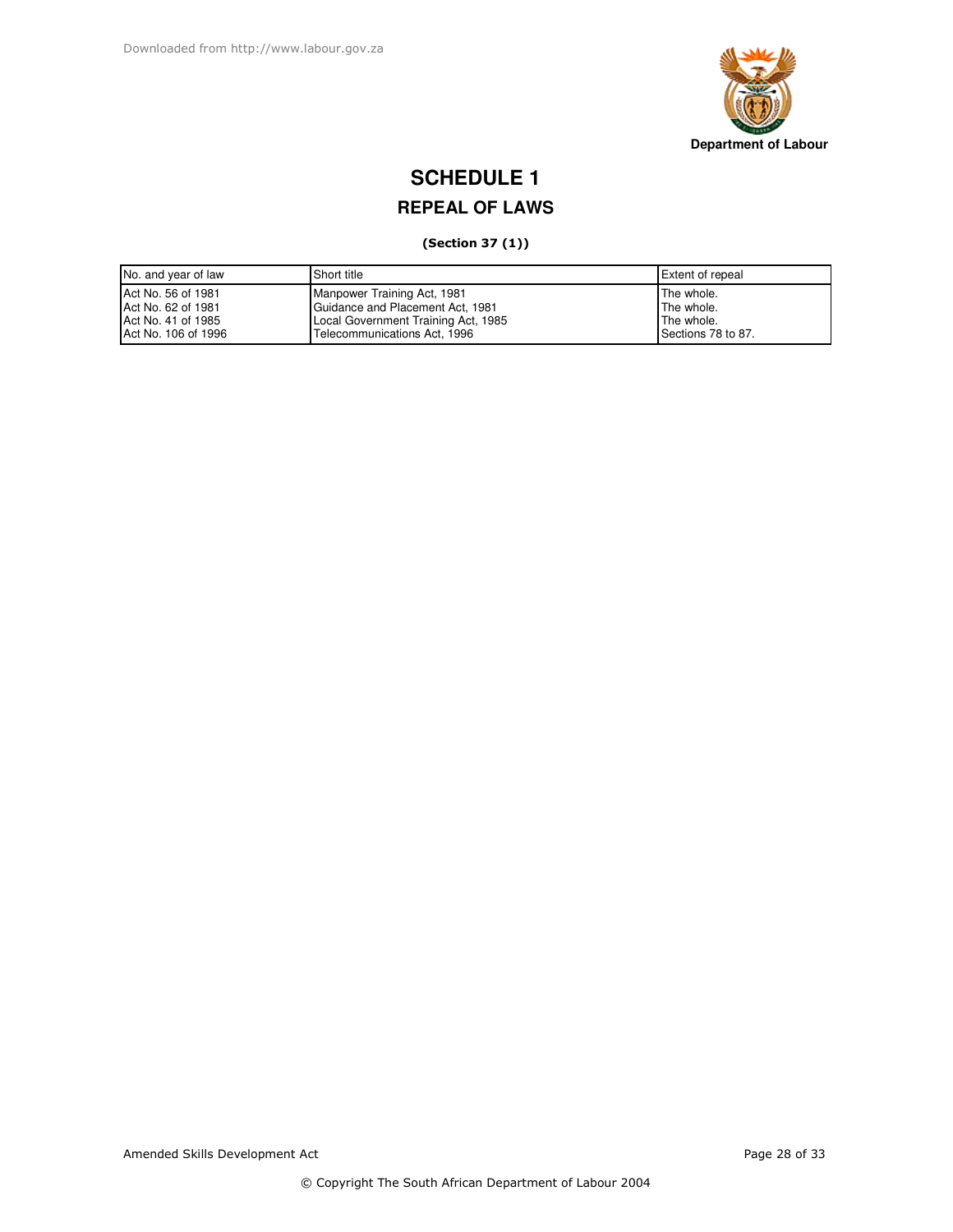# SCHEDULE 1

## REPEAL OF LAWS

**(Section 37 (1))**

| No. and year of law | Short title | Extent of repeal |
|---|---|---|
| Act No. 56 of 1981 | Manpower Training Act, 1981 | The whole. |
| Act No. 62 of 1981 | Guidance and Placement Act, 1981 | The whole. |
| Act No. 41 of 1985 | Local Government Training Act, 1985 | The whole. |
| Act No. 106 of 1996 | Telecommunications Act, 1996 | Sections 78 to 87. |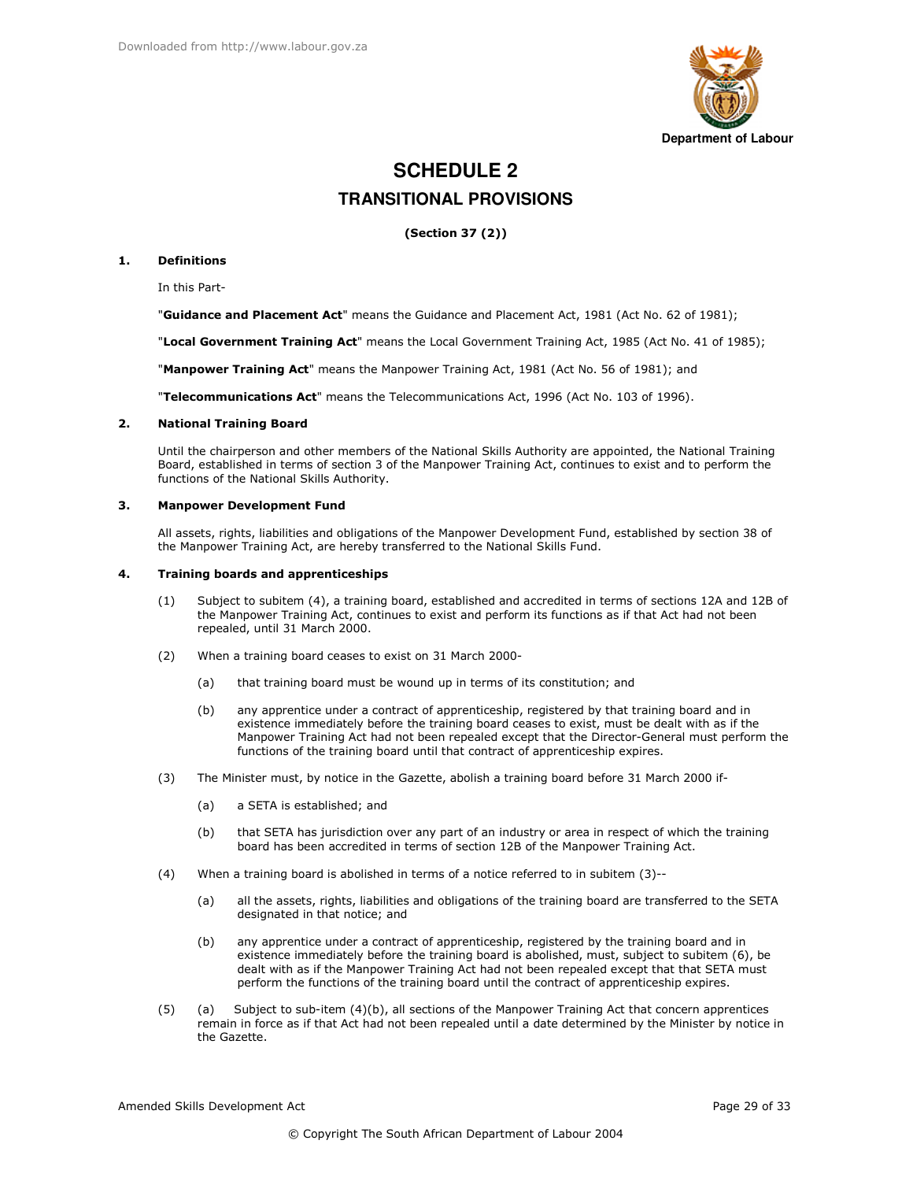# SCHEDULE 2

## TRANSITIONAL PROVISIONS

**(Section 37 (2))**

**1. Definitions**

In this Part-

"**Guidance and Placement Act**" means the Guidance and Placement Act, 1981 (Act No. 62 of 1981);

"**Local Government Training Act**" means the Local Government Training Act, 1985 (Act No. 41 of 1985);

"**Manpower Training Act**" means the Manpower Training Act, 1981 (Act No. 56 of 1981); and

"**Telecommunications Act**" means the Telecommunications Act, 1996 (Act No. 103 of 1996).

**2. National Training Board**

Until the chairperson and other members of the National Skills Authority are appointed, the National Training Board, established in terms of section 3 of the Manpower Training Act, continues to exist and to perform the functions of the National Skills Authority.

**3. Manpower Development Fund**

All assets, rights, liabilities and obligations of the Manpower Development Fund, established by section 38 of the Manpower Training Act, are hereby transferred to the National Skills Fund.

**4. Training boards and apprenticeships**

(1) Subject to subitem (4), a training board, established and accredited in terms of sections 12A and 12B of the Manpower Training Act, continues to exist and perform its functions as if that Act had not been repealed, until 31 March 2000.

(2) When a training board ceases to exist on 31 March 2000-

(a) that training board must be wound up in terms of its constitution; and

(b) any apprentice under a contract of apprenticeship, registered by that training board and in existence immediately before the training board ceases to exist, must be dealt with as if the Manpower Training Act had not been repealed except that the Director-General must perform the functions of the training board until that contract of apprenticeship expires.

(3) The Minister must, by notice in the Gazette, abolish a training board before 31 March 2000 if-

(a) a SETA is established; and

(b) that SETA has jurisdiction over any part of an industry or area in respect of which the training board has been accredited in terms of section 12B of the Manpower Training Act.

(4) When a training board is abolished in terms of a notice referred to in subitem (3)--

(a) all the assets, rights, liabilities and obligations of the training board are transferred to the SETA designated in that notice; and

(b) any apprentice under a contract of apprenticeship, registered by the training board and in existence immediately before the training board is abolished, must, subject to subitem (6), be dealt with as if the Manpower Training Act had not been repealed except that that SETA must perform the functions of the training board until the contract of apprenticeship expires.

(5) (a) Subject to sub-item (4)(b), all sections of the Manpower Training Act that concern apprentices remain in force as if that Act had not been repealed until a date determined by the Minister by notice in the Gazette.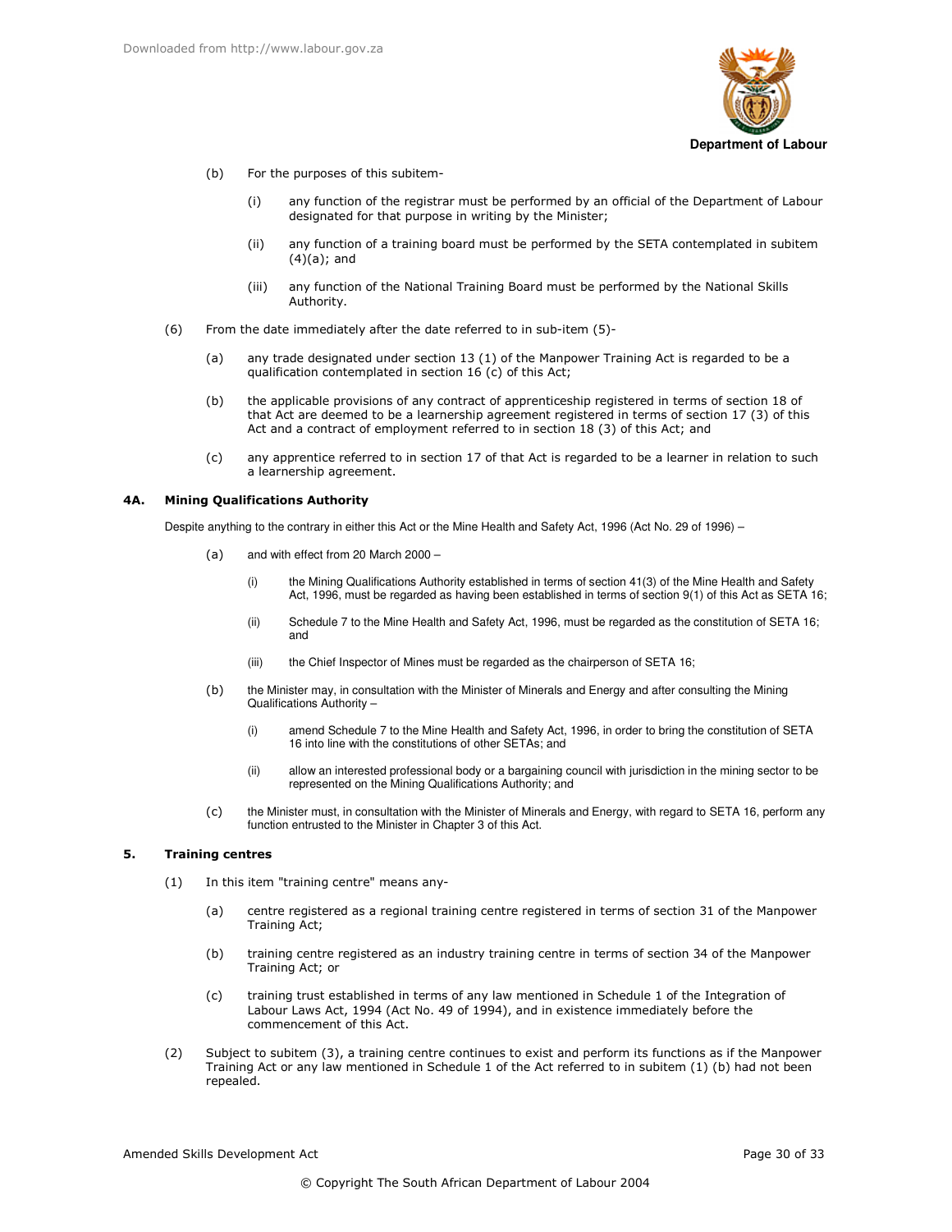(b) For the purposes of this subitem-

(i) any function of the registrar must be performed by an official of the Department of Labour designated for that purpose in writing by the Minister;

(ii) any function of a training board must be performed by the SETA contemplated in subitem (4)(a); and

(iii) any function of the National Training Board must be performed by the National Skills Authority.

(6) From the date immediately after the date referred to in sub-item (5)-

(a) any trade designated under section 13 (1) of the Manpower Training Act is regarded to be a qualification contemplated in section 16 (c) of this Act;

(b) the applicable provisions of any contract of apprenticeship registered in terms of section 18 of that Act are deemed to be a learnership agreement registered in terms of section 17 (3) of this Act and a contract of employment referred to in section 18 (3) of this Act; and

(c) any apprentice referred to in section 17 of that Act is regarded to be a learner in relation to such a learnership agreement.

**4A. Mining Qualifications Authority**

Despite anything to the contrary in either this Act or the Mine Health and Safety Act, 1996 (Act No. 29 of 1996) –

(a) and with effect from 20 March 2000 –

(i) the Mining Qualifications Authority established in terms of section 41(3) of the Mine Health and Safety Act, 1996, must be regarded as having been established in terms of section 9(1) of this Act as SETA 16;

(ii) Schedule 7 to the Mine Health and Safety Act, 1996, must be regarded as the constitution of SETA 16; and

(iii) the Chief Inspector of Mines must be regarded as the chairperson of SETA 16;

(b) the Minister may, in consultation with the Minister of Minerals and Energy and after consulting the Mining Qualifications Authority –

(i) amend Schedule 7 to the Mine Health and Safety Act, 1996, in order to bring the constitution of SETA 16 into line with the constitutions of other SETAs; and

(ii) allow an interested professional body or a bargaining council with jurisdiction in the mining sector to be represented on the Mining Qualifications Authority; and

(c) the Minister must, in consultation with the Minister of Minerals and Energy, with regard to SETA 16, perform any function entrusted to the Minister in Chapter 3 of this Act.

**5. Training centres**

(1) In this item "training centre" means any-

(a) centre registered as a regional training centre registered in terms of section 31 of the Manpower Training Act;

(b) training centre registered as an industry training centre in terms of section 34 of the Manpower Training Act; or

(c) training trust established in terms of any law mentioned in Schedule 1 of the Integration of Labour Laws Act, 1994 (Act No. 49 of 1994), and in existence immediately before the commencement of this Act.

(2) Subject to subitem (3), a training centre continues to exist and perform its functions as if the Manpower Training Act or any law mentioned in Schedule 1 of the Act referred to in subitem (1) (b) had not been repealed.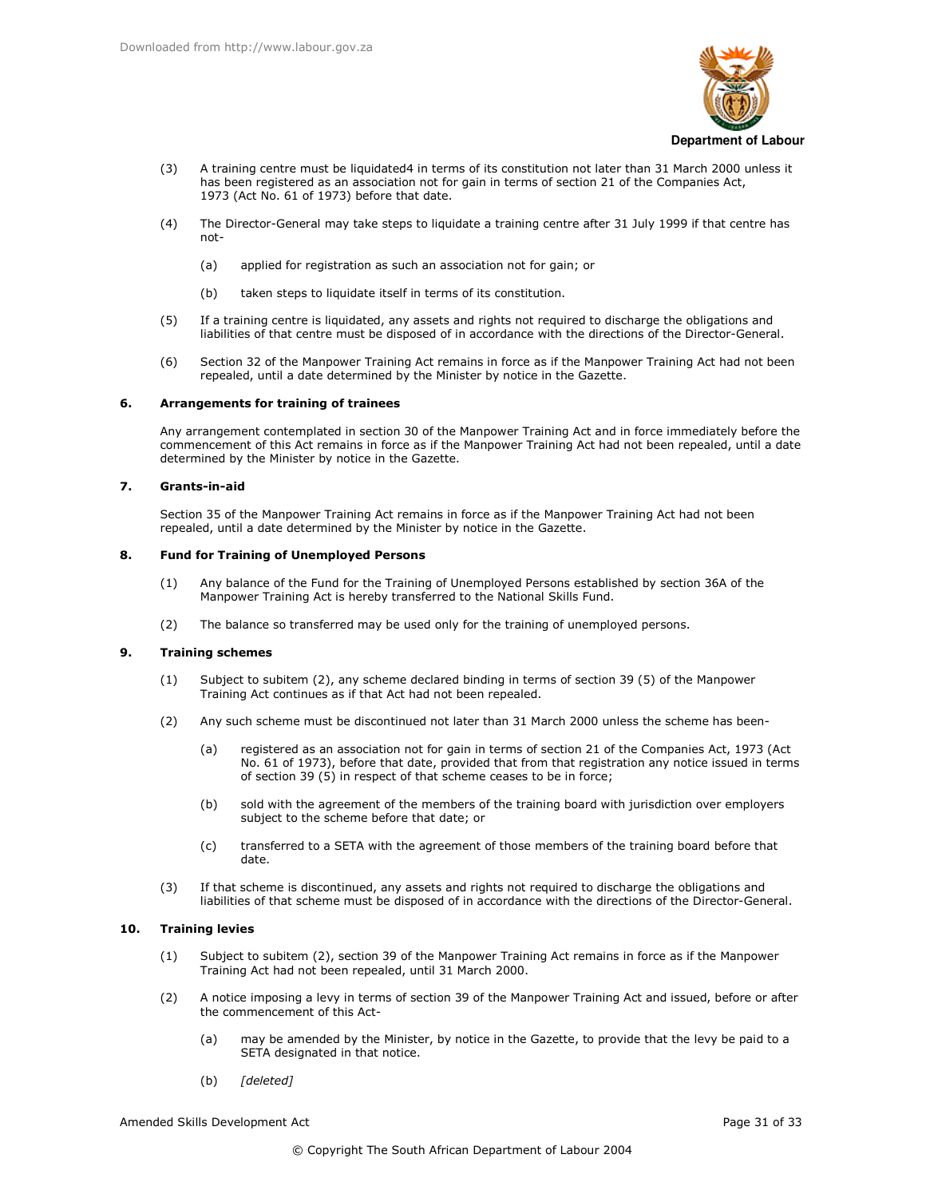(3) A training centre must be liquidated4 in terms of its constitution not later than 31 March 2000 unless it has been registered as an association not for gain in terms of section 21 of the Companies Act, 1973 (Act No. 61 of 1973) before that date.

(4) The Director-General may take steps to liquidate a training centre after 31 July 1999 if that centre has not-

(a) applied for registration as such an association not for gain; or

(b) taken steps to liquidate itself in terms of its constitution.

(5) If a training centre is liquidated, any assets and rights not required to discharge the obligations and liabilities of that centre must be disposed of in accordance with the directions of the Director-General.

(6) Section 32 of the Manpower Training Act remains in force as if the Manpower Training Act had not been repealed, until a date determined by the Minister by notice in the Gazette.

**6. Arrangements for training of trainees**

Any arrangement contemplated in section 30 of the Manpower Training Act and in force immediately before the commencement of this Act remains in force as if the Manpower Training Act had not been repealed, until a date determined by the Minister by notice in the Gazette.

**7. Grants-in-aid**

Section 35 of the Manpower Training Act remains in force as if the Manpower Training Act had not been repealed, until a date determined by the Minister by notice in the Gazette.

**8. Fund for Training of Unemployed Persons**

(1) Any balance of the Fund for the Training of Unemployed Persons established by section 36A of the Manpower Training Act is hereby transferred to the National Skills Fund.

(2) The balance so transferred may be used only for the training of unemployed persons.

**9. Training schemes**

(1) Subject to subitem (2), any scheme declared binding in terms of section 39 (5) of the Manpower Training Act continues as if that Act had not been repealed.

(2) Any such scheme must be discontinued not later than 31 March 2000 unless the scheme has been-

(a) registered as an association not for gain in terms of section 21 of the Companies Act, 1973 (Act No. 61 of 1973), before that date, provided that from that registration any notice issued in terms of section 39 (5) in respect of that scheme ceases to be in force;

(b) sold with the agreement of the members of the training board with jurisdiction over employers subject to the scheme before that date; or

(c) transferred to a SETA with the agreement of those members of the training board before that date.

(3) If that scheme is discontinued, any assets and rights not required to discharge the obligations and liabilities of that scheme must be disposed of in accordance with the directions of the Director-General.

**10. Training levies**

(1) Subject to subitem (2), section 39 of the Manpower Training Act remains in force as if the Manpower Training Act had not been repealed, until 31 March 2000.

(2) A notice imposing a levy in terms of section 39 of the Manpower Training Act and issued, before or after the commencement of this Act-

(a) may be amended by the Minister, by notice in the Gazette, to provide that the levy be paid to a SETA designated in that notice.

(b) *[deleted]*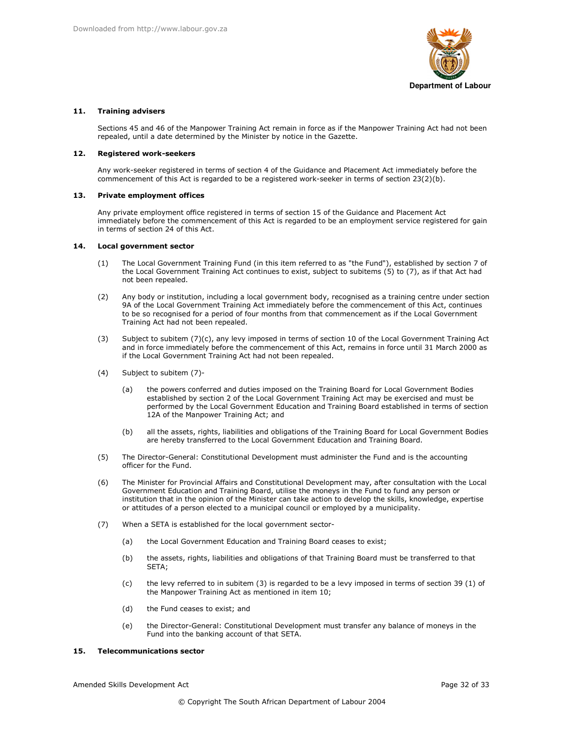**11. Training advisers**

Sections 45 and 46 of the Manpower Training Act remain in force as if the Manpower Training Act had not been repealed, until a date determined by the Minister by notice in the Gazette.

**12. Registered work-seekers**

Any work-seeker registered in terms of section 4 of the Guidance and Placement Act immediately before the commencement of this Act is regarded to be a registered work-seeker in terms of section 23(2)(b).

**13. Private employment offices**

Any private employment office registered in terms of section 15 of the Guidance and Placement Act immediately before the commencement of this Act is regarded to be an employment service registered for gain in terms of section 24 of this Act.

**14. Local government sector**

(1) The Local Government Training Fund (in this item referred to as "the Fund"), established by section 7 of the Local Government Training Act continues to exist, subject to subitems (5) to (7), as if that Act had not been repealed.

(2) Any body or institution, including a local government body, recognised as a training centre under section 9A of the Local Government Training Act immediately before the commencement of this Act, continues to be so recognised for a period of four months from that commencement as if the Local Government Training Act had not been repealed.

(3) Subject to subitem (7)(c), any levy imposed in terms of section 10 of the Local Government Training Act and in force immediately before the commencement of this Act, remains in force until 31 March 2000 as if the Local Government Training Act had not been repealed.

(4) Subject to subitem (7)-

(a) the powers conferred and duties imposed on the Training Board for Local Government Bodies established by section 2 of the Local Government Training Act may be exercised and must be performed by the Local Government Education and Training Board established in terms of section 12A of the Manpower Training Act; and

(b) all the assets, rights, liabilities and obligations of the Training Board for Local Government Bodies are hereby transferred to the Local Government Education and Training Board.

(5) The Director-General: Constitutional Development must administer the Fund and is the accounting officer for the Fund.

(6) The Minister for Provincial Affairs and Constitutional Development may, after consultation with the Local Government Education and Training Board, utilise the moneys in the Fund to fund any person or institution that in the opinion of the Minister can take action to develop the skills, knowledge, expertise or attitudes of a person elected to a municipal council or employed by a municipality.

(7) When a SETA is established for the local government sector-

(a) the Local Government Education and Training Board ceases to exist;

(b) the assets, rights, liabilities and obligations of that Training Board must be transferred to that SETA;

(c) the levy referred to in subitem (3) is regarded to be a levy imposed in terms of section 39 (1) of the Manpower Training Act as mentioned in item 10;

(d) the Fund ceases to exist; and

(e) the Director-General: Constitutional Development must transfer any balance of moneys in the Fund into the banking account of that SETA.

**15. Telecommunications sector**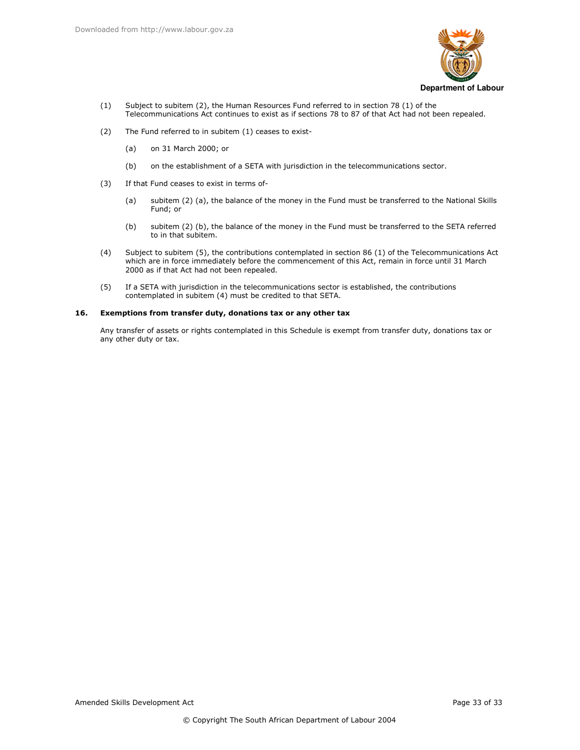(1) Subject to subitem (2), the Human Resources Fund referred to in section 78 (1) of the Telecommunications Act continues to exist as if sections 78 to 87 of that Act had not been repealed.

(2) The Fund referred to in subitem (1) ceases to exist-

   (a) on 31 March 2000; or

   (b) on the establishment of a SETA with jurisdiction in the telecommunications sector.

(3) If that Fund ceases to exist in terms of-

   (a) subitem (2) (a), the balance of the money in the Fund must be transferred to the National Skills Fund; or

   (b) subitem (2) (b), the balance of the money in the Fund must be transferred to the SETA referred to in that subitem.

(4) Subject to subitem (5), the contributions contemplated in section 86 (1) of the Telecommunications Act which are in force immediately before the commencement of this Act, remain in force until 31 March 2000 as if that Act had not been repealed.

(5) If a SETA with jurisdiction in the telecommunications sector is established, the contributions contemplated in subitem (4) must be credited to that SETA.

**16. Exemptions from transfer duty, donations tax or any other tax**

Any transfer of assets or rights contemplated in this Schedule is exempt from transfer duty, donations tax or any other duty or tax.